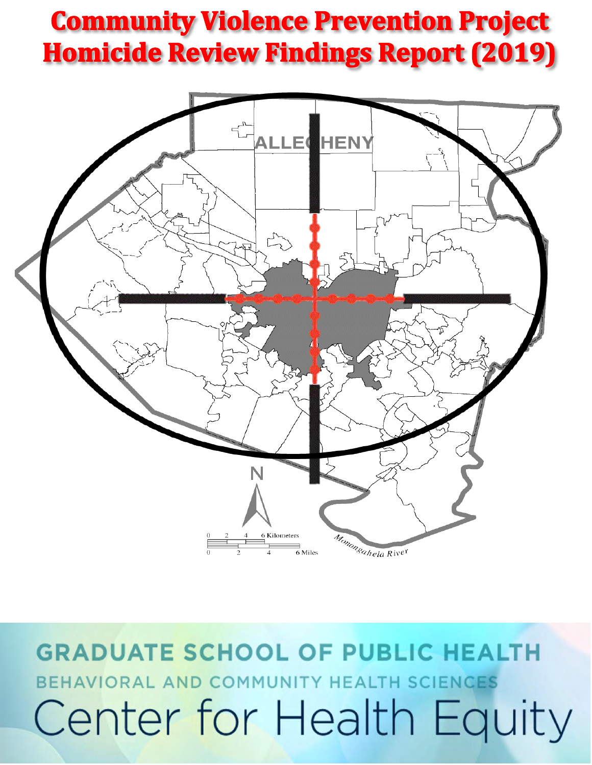# Community Violence Prevention Project Homicide Review Findings Report (2019)

GRADUATE SCHOOL OF PUBLIC HEALTH

BEHAVIORAL AND COMMUNITY HEALTH SCIENCES

Center for Health Equity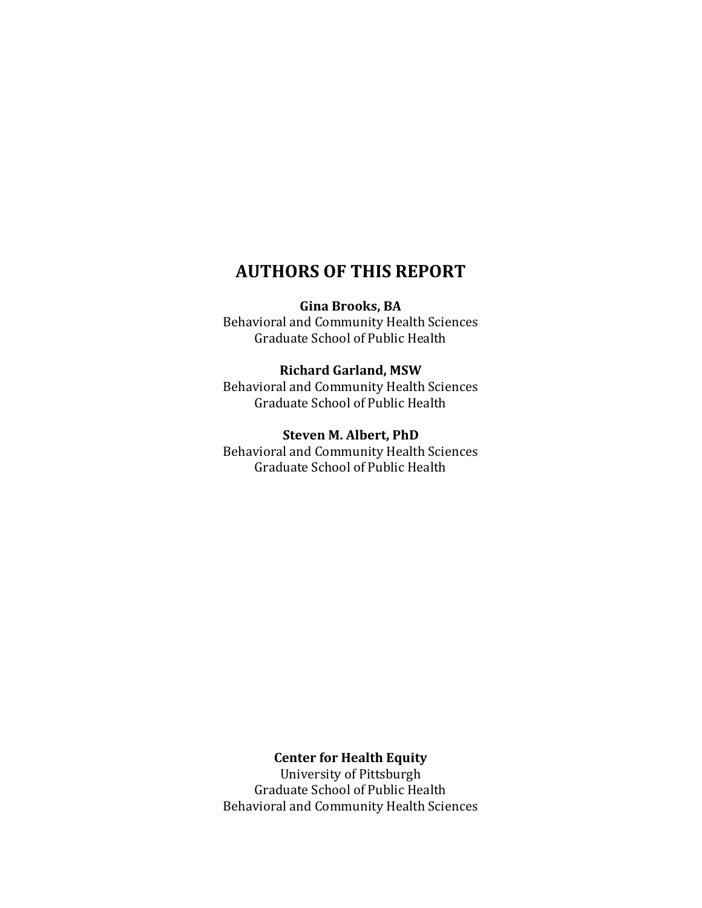# AUTHORS OF THIS REPORT

**Gina Brooks, BA**
Behavioral and Community Health Sciences
Graduate School of Public Health

**Richard Garland, MSW**
Behavioral and Community Health Sciences
Graduate School of Public Health

**Steven M. Albert, PhD**
Behavioral and Community Health Sciences
Graduate School of Public Health

**Center for Health Equity**
University of Pittsburgh
Graduate School of Public Health
Behavioral and Community Health Sciences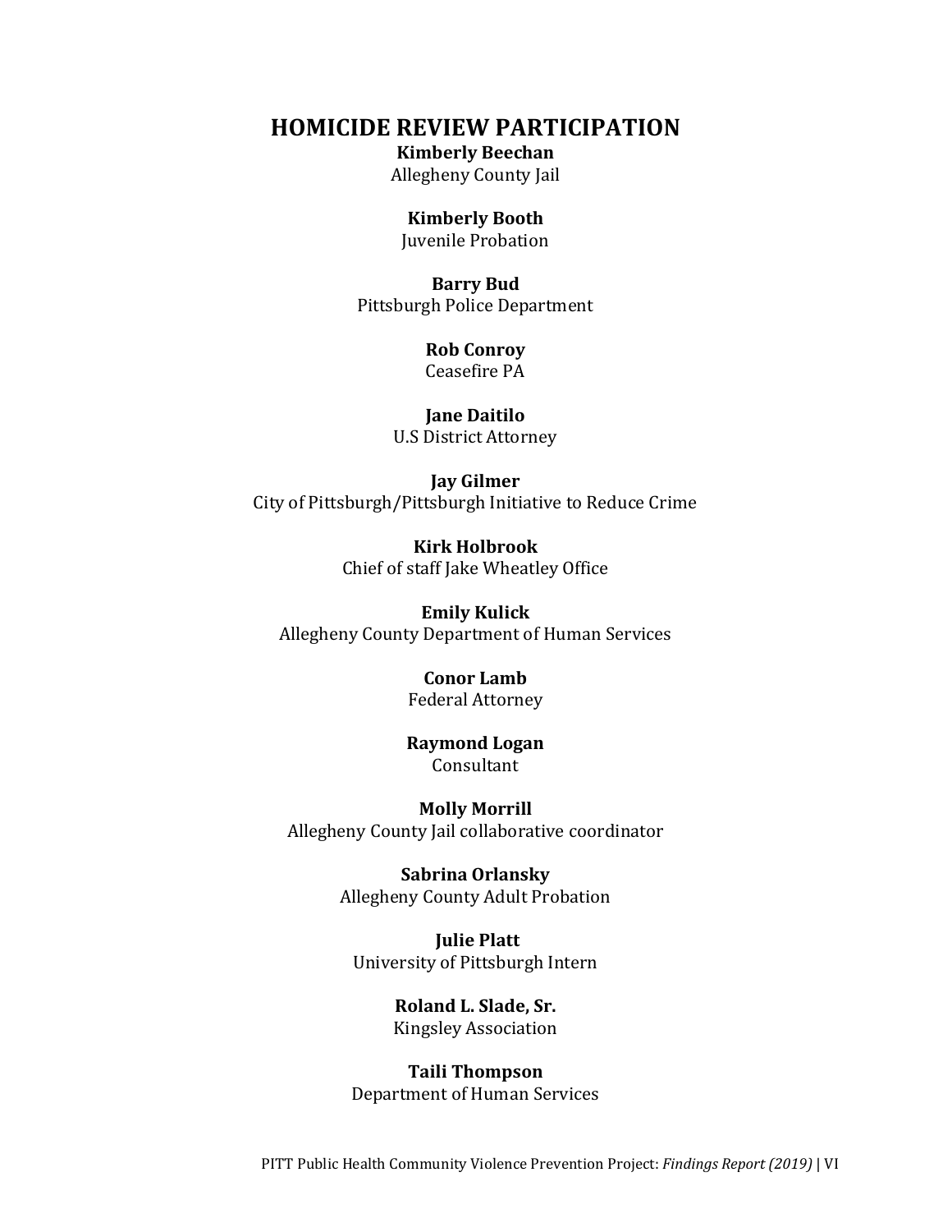# HOMICIDE REVIEW PARTICIPATION

**Kimberly Beechan**
Allegheny County Jail

**Kimberly Booth**
Juvenile Probation

**Barry Bud**
Pittsburgh Police Department

**Rob Conroy**
Ceasefire PA

**Jane Daitilo**
U.S District Attorney

**Jay Gilmer**
City of Pittsburgh/Pittsburgh Initiative to Reduce Crime

**Kirk Holbrook**
Chief of staff Jake Wheatley Office

**Emily Kulick**
Allegheny County Department of Human Services

**Conor Lamb**
Federal Attorney

**Raymond Logan**
Consultant

**Molly Morrill**
Allegheny County Jail collaborative coordinator

**Sabrina Orlansky**
Allegheny County Adult Probation

**Julie Platt**
University of Pittsburgh Intern

**Roland L. Slade, Sr.**
Kingsley Association

**Taili Thompson**
Department of Human Services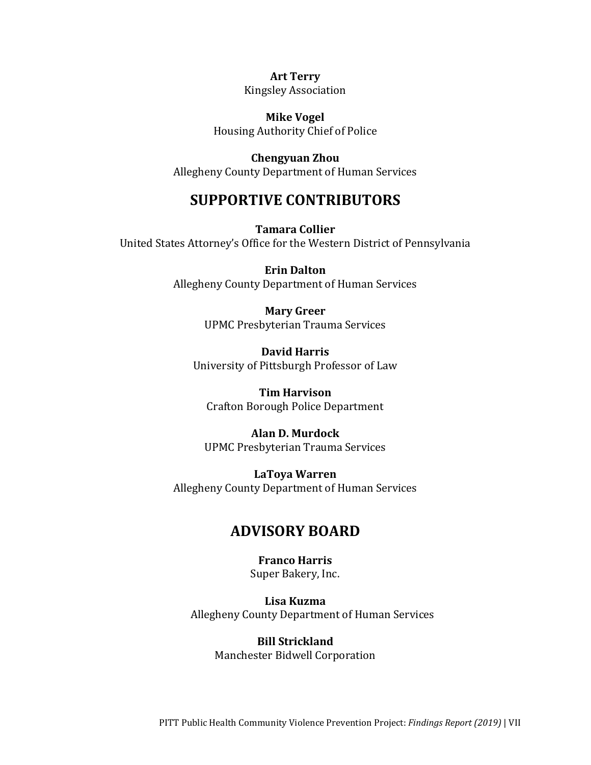**Art Terry**
Kingsley Association

**Mike Vogel**
Housing Authority Chief of Police

**Chengyuan Zhou**
Allegheny County Department of Human Services

## SUPPORTIVE CONTRIBUTORS

**Tamara Collier**
United States Attorney's Office for the Western District of Pennsylvania

**Erin Dalton**
Allegheny County Department of Human Services

**Mary Greer**
UPMC Presbyterian Trauma Services

**David Harris**
University of Pittsburgh Professor of Law

**Tim Harvison**
Crafton Borough Police Department

**Alan D. Murdock**
UPMC Presbyterian Trauma Services

**LaToya Warren**
Allegheny County Department of Human Services

## ADVISORY BOARD

**Franco Harris**
Super Bakery, Inc.

**Lisa Kuzma**
Allegheny County Department of Human Services

**Bill Strickland**
Manchester Bidwell Corporation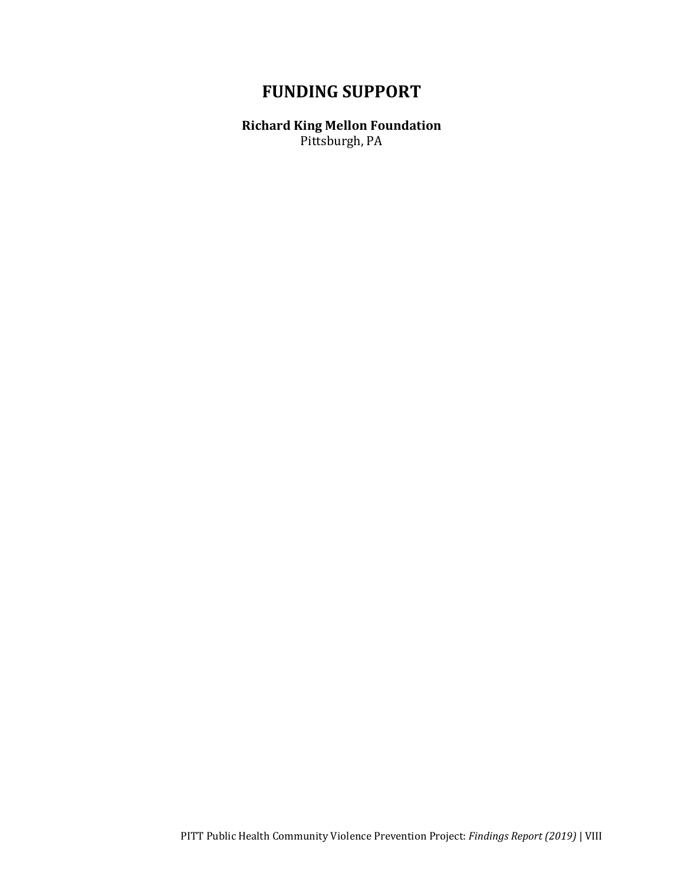# FUNDING SUPPORT

**Richard King Mellon Foundation**
Pittsburgh, PA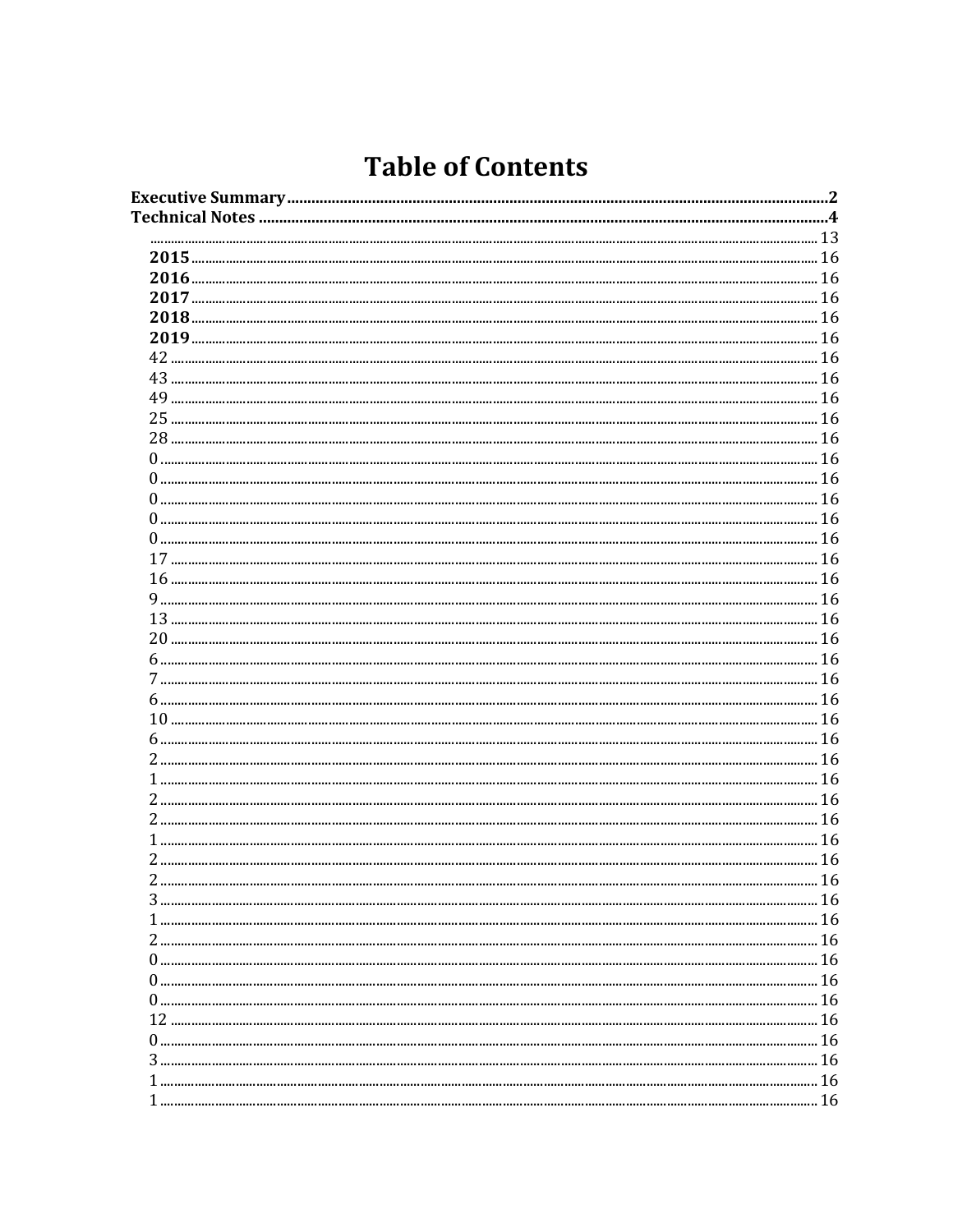# Table of Contents

**Executive Summary** .......... **2**

**Technical Notes** .......... **4**

.......... 13

**2015** .......... 16

**2016** .......... 16

**2017** .......... 16

**2018** .......... 16

**2019** .......... 16

42 .......... 16

43 .......... 16

49 .......... 16

25 .......... 16

28 .......... 16

0 .......... 16

0 .......... 16

0 .......... 16

0 .......... 16

0 .......... 16

17 .......... 16

16 .......... 16

9 .......... 16

13 .......... 16

20 .......... 16

6 .......... 16

7 .......... 16

6 .......... 16

10 .......... 16

6 .......... 16

2 .......... 16

1 .......... 16

2 .......... 16

2 .......... 16

1 .......... 16

2 .......... 16

2 .......... 16

3 .......... 16

1 .......... 16

2 .......... 16

0 .......... 16

0 .......... 16

0 .......... 16

12 .......... 16

0 .......... 16

3 .......... 16

1 .......... 16

1 .......... 16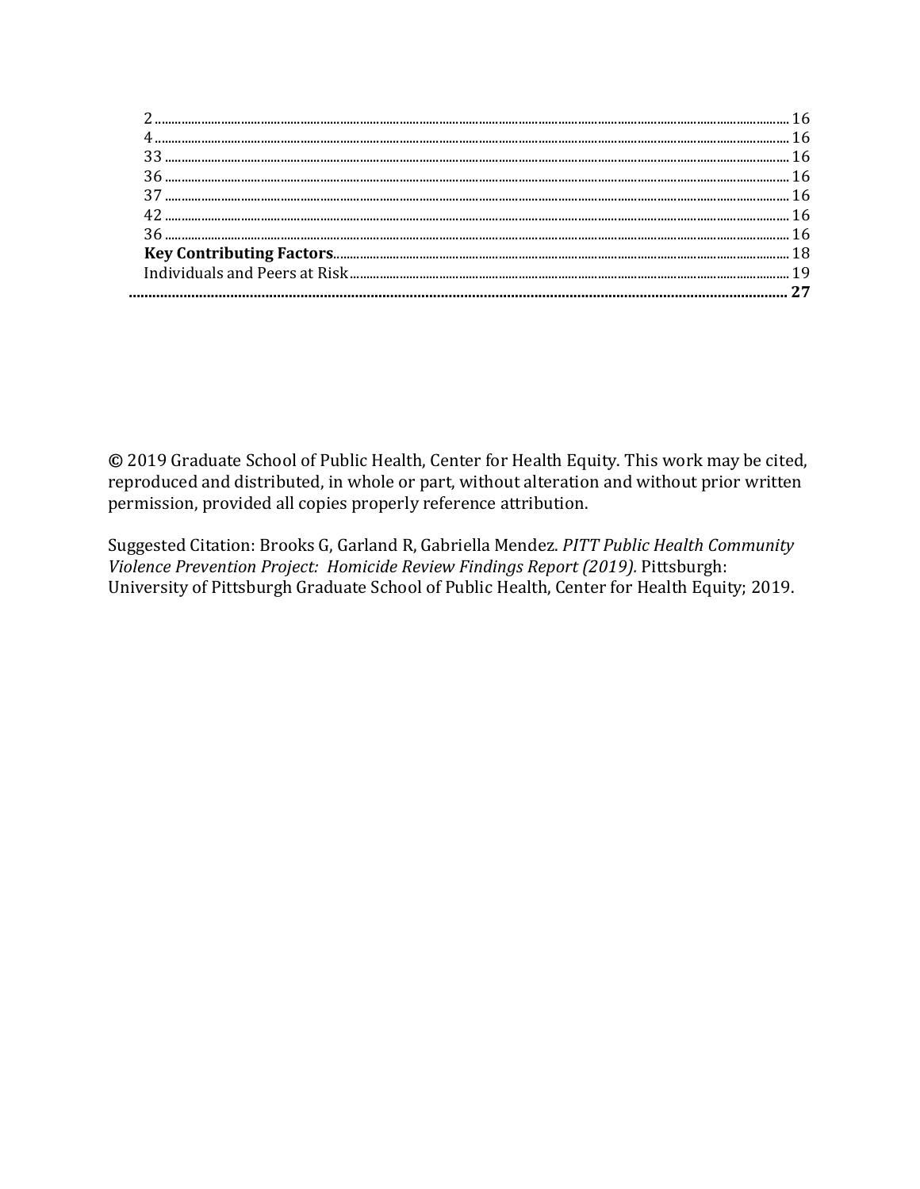2 ........................................................................................................................................................................................................ 16
4 ........................................................................................................................................................................................................ 16
33 ...................................................................................................................................................................................................... 16
36 ...................................................................................................................................................................................................... 16
37 ...................................................................................................................................................................................................... 16
42 ...................................................................................................................................................................................................... 16
36 ...................................................................................................................................................................................................... 16
**Key Contributing Factors**.......................................................................................................................................................... 18
Individuals and Peers at Risk..................................................................................................................................................... 19
**........................................................................................................................................................................................................... 27**

© 2019 Graduate School of Public Health, Center for Health Equity. This work may be cited, reproduced and distributed, in whole or part, without alteration and without prior written permission, provided all copies properly reference attribution.

Suggested Citation: Brooks G, Garland R, Gabriella Mendez. *PITT Public Health Community Violence Prevention Project: Homicide Review Findings Report (2019).* Pittsburgh: University of Pittsburgh Graduate School of Public Health, Center for Health Equity; 2019.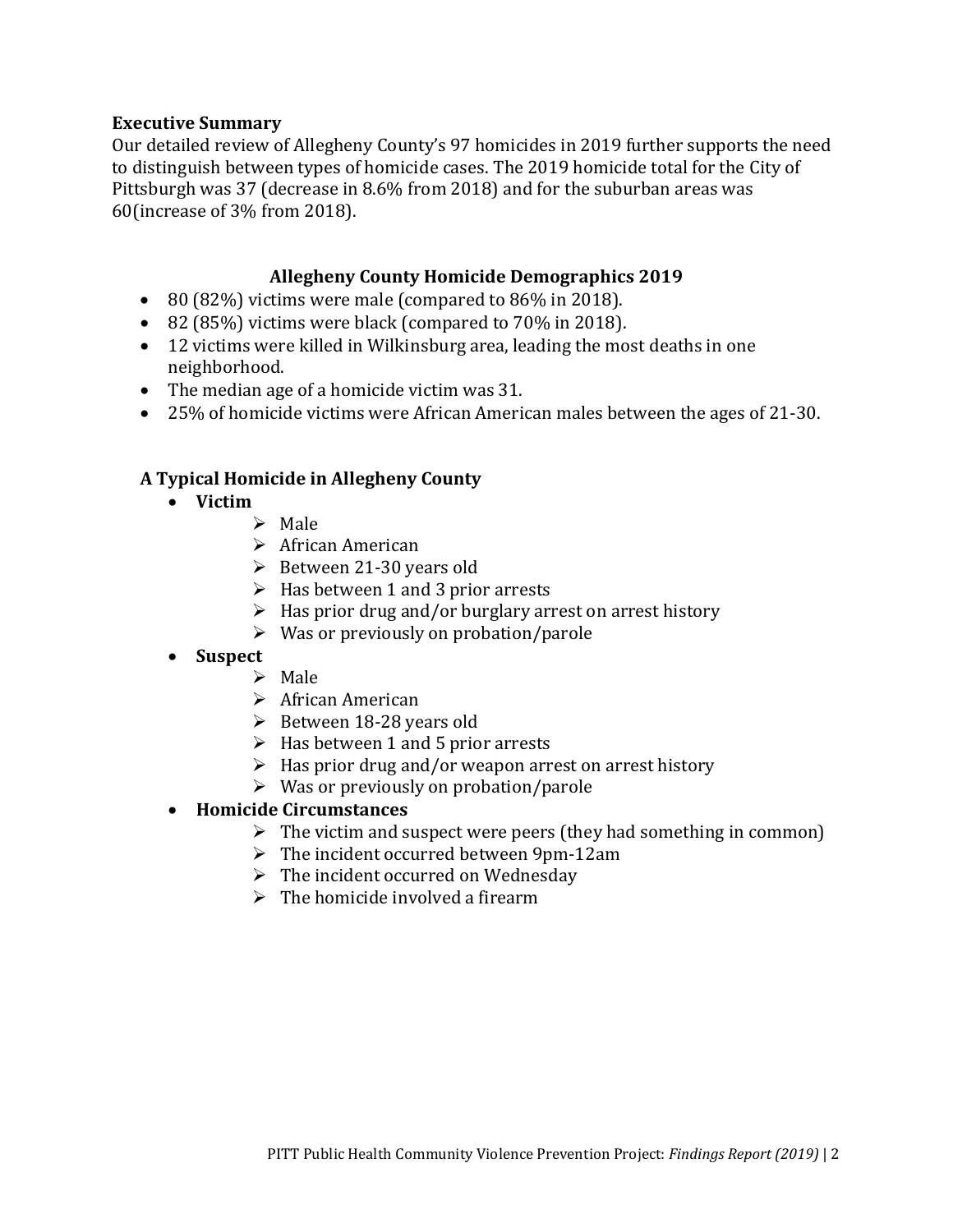**Executive Summary**

Our detailed review of Allegheny County's 97 homicides in 2019 further supports the need to distinguish between types of homicide cases. The 2019 homicide total for the City of Pittsburgh was 37 (decrease in 8.6% from 2018) and for the suburban areas was 60(increase of 3% from 2018).

### Allegheny County Homicide Demographics 2019

- 80 (82%) victims were male (compared to 86% in 2018).
- 82 (85%) victims were black (compared to 70% in 2018).
- 12 victims were killed in Wilkinsburg area, leading the most deaths in one neighborhood.
- The median age of a homicide victim was 31.
- 25% of homicide victims were African American males between the ages of 21-30.

### A Typical Homicide in Allegheny County

- **Victim**
  - Male
  - African American
  - Between 21-30 years old
  - Has between 1 and 3 prior arrests
  - Has prior drug and/or burglary arrest on arrest history
  - Was or previously on probation/parole
- **Suspect**
  - Male
  - African American
  - Between 18-28 years old
  - Has between 1 and 5 prior arrests
  - Has prior drug and/or weapon arrest on arrest history
  - Was or previously on probation/parole
- **Homicide Circumstances**
  - The victim and suspect were peers (they had something in common)
  - The incident occurred between 9pm-12am
  - The incident occurred on Wednesday
  - The homicide involved a firearm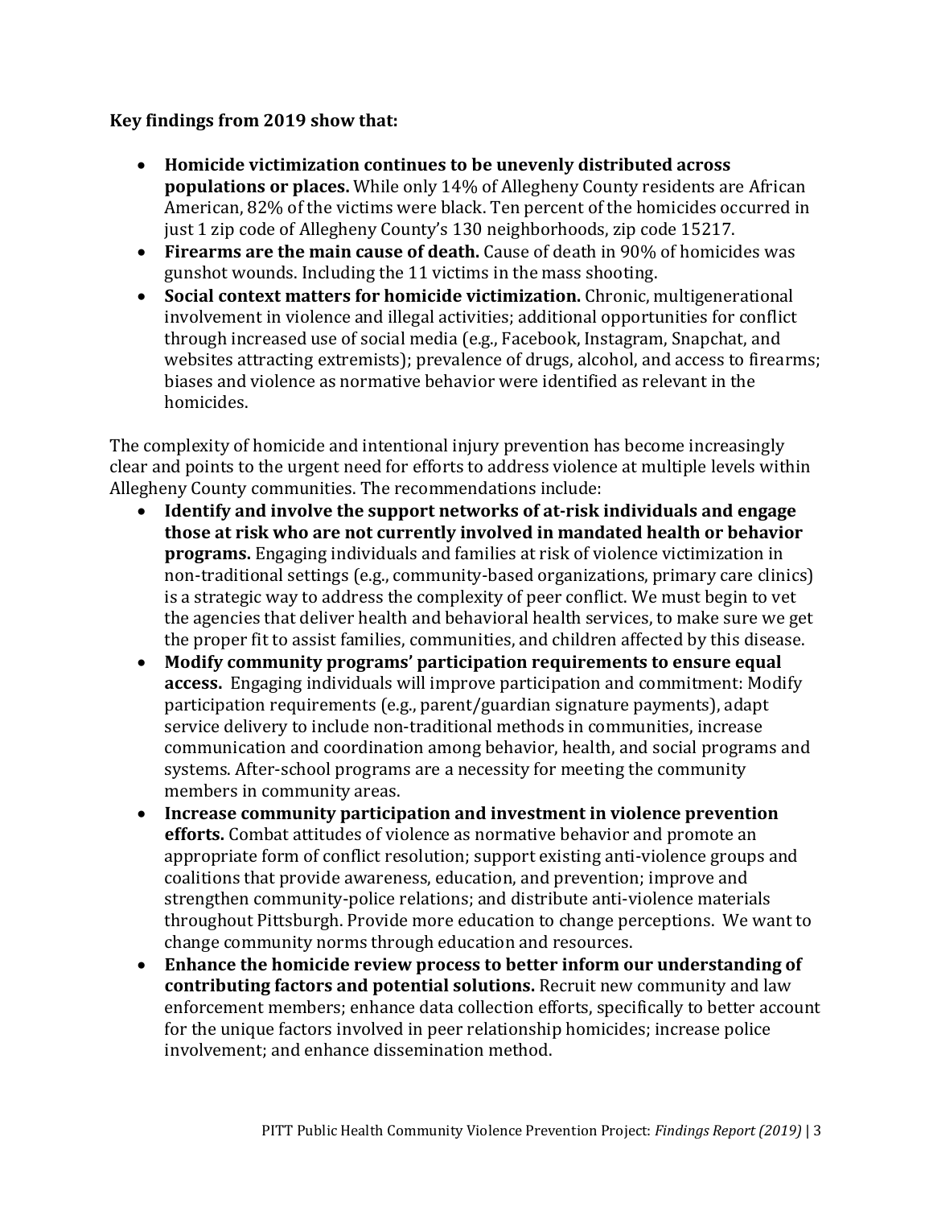**Key findings from 2019 show that:**

- **Homicide victimization continues to be unevenly distributed across populations or places.** While only 14% of Allegheny County residents are African American, 82% of the victims were black. Ten percent of the homicides occurred in just 1 zip code of Allegheny County's 130 neighborhoods, zip code 15217.
- **Firearms are the main cause of death.** Cause of death in 90% of homicides was gunshot wounds. Including the 11 victims in the mass shooting.
- **Social context matters for homicide victimization.** Chronic, multigenerational involvement in violence and illegal activities; additional opportunities for conflict through increased use of social media (e.g., Facebook, Instagram, Snapchat, and websites attracting extremists); prevalence of drugs, alcohol, and access to firearms; biases and violence as normative behavior were identified as relevant in the homicides.

The complexity of homicide and intentional injury prevention has become increasingly clear and points to the urgent need for efforts to address violence at multiple levels within Allegheny County communities. The recommendations include:

- **Identify and involve the support networks of at-risk individuals and engage those at risk who are not currently involved in mandated health or behavior programs.** Engaging individuals and families at risk of violence victimization in non-traditional settings (e.g., community-based organizations, primary care clinics) is a strategic way to address the complexity of peer conflict. We must begin to vet the agencies that deliver health and behavioral health services, to make sure we get the proper fit to assist families, communities, and children affected by this disease.
- **Modify community programs' participation requirements to ensure equal access.** Engaging individuals will improve participation and commitment: Modify participation requirements (e.g., parent/guardian signature payments), adapt service delivery to include non-traditional methods in communities, increase communication and coordination among behavior, health, and social programs and systems. After-school programs are a necessity for meeting the community members in community areas.
- **Increase community participation and investment in violence prevention efforts.** Combat attitudes of violence as normative behavior and promote an appropriate form of conflict resolution; support existing anti-violence groups and coalitions that provide awareness, education, and prevention; improve and strengthen community-police relations; and distribute anti-violence materials throughout Pittsburgh. Provide more education to change perceptions. We want to change community norms through education and resources.
- **Enhance the homicide review process to better inform our understanding of contributing factors and potential solutions.** Recruit new community and law enforcement members; enhance data collection efforts, specifically to better account for the unique factors involved in peer relationship homicides; increase police involvement; and enhance dissemination method.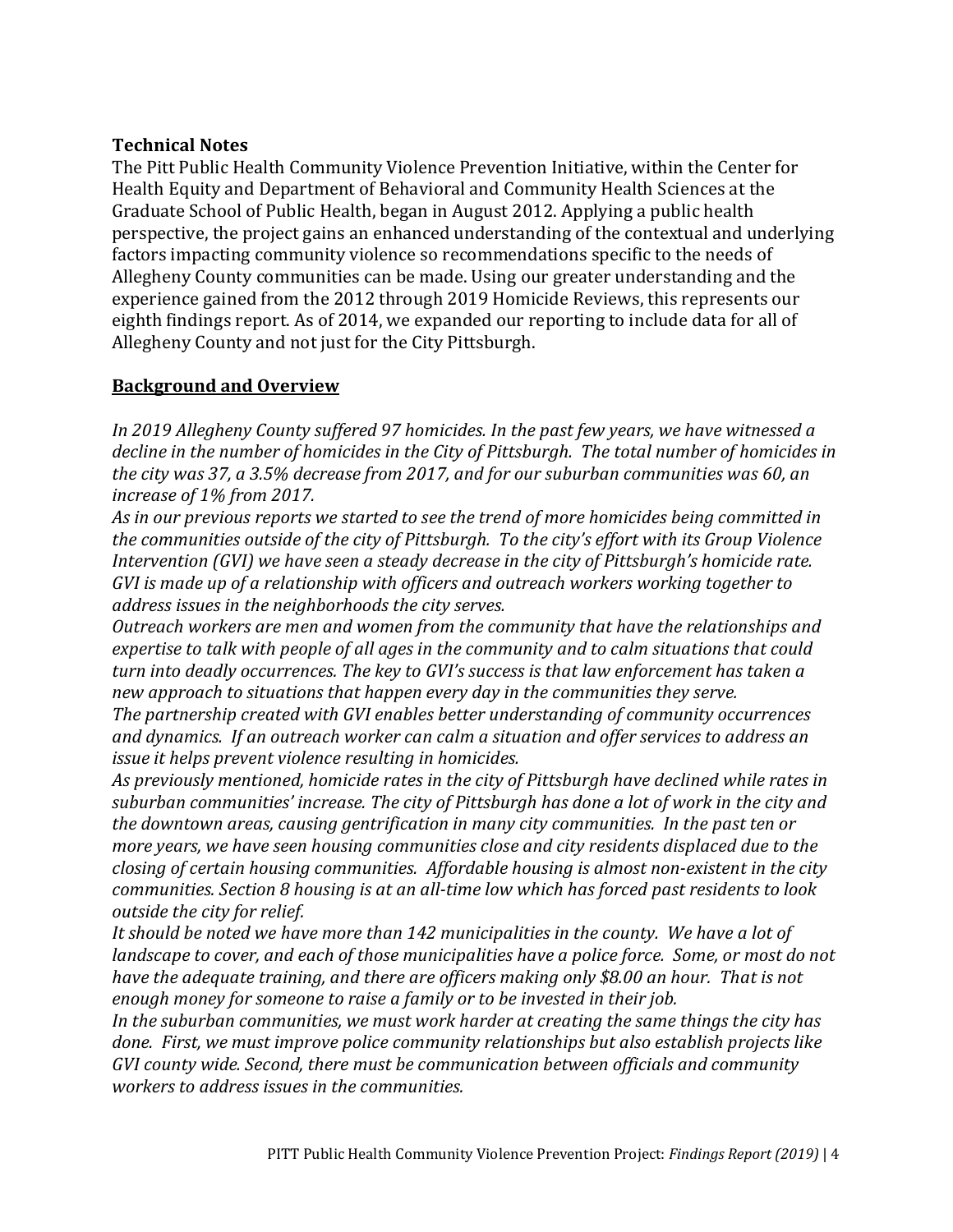**Technical Notes**

The Pitt Public Health Community Violence Prevention Initiative, within the Center for Health Equity and Department of Behavioral and Community Health Sciences at the Graduate School of Public Health, began in August 2012. Applying a public health perspective, the project gains an enhanced understanding of the contextual and underlying factors impacting community violence so recommendations specific to the needs of Allegheny County communities can be made. Using our greater understanding and the experience gained from the 2012 through 2019 Homicide Reviews, this represents our eighth findings report. As of 2014, we expanded our reporting to include data for all of Allegheny County and not just for the City Pittsburgh.

## Background and Overview

*In 2019 Allegheny County suffered 97 homicides. In the past few years, we have witnessed a decline in the number of homicides in the City of Pittsburgh. The total number of homicides in the city was 37, a 3.5% decrease from 2017, and for our suburban communities was 60, an increase of 1% from 2017.*

*As in our previous reports we started to see the trend of more homicides being committed in the communities outside of the city of Pittsburgh. To the city's effort with its Group Violence Intervention (GVI) we have seen a steady decrease in the city of Pittsburgh's homicide rate. GVI is made up of a relationship with officers and outreach workers working together to address issues in the neighborhoods the city serves.*

*Outreach workers are men and women from the community that have the relationships and expertise to talk with people of all ages in the community and to calm situations that could turn into deadly occurrences. The key to GVI's success is that law enforcement has taken a new approach to situations that happen every day in the communities they serve.*

*The partnership created with GVI enables better understanding of community occurrences and dynamics. If an outreach worker can calm a situation and offer services to address an issue it helps prevent violence resulting in homicides.*

*As previously mentioned, homicide rates in the city of Pittsburgh have declined while rates in suburban communities' increase. The city of Pittsburgh has done a lot of work in the city and the downtown areas, causing gentrification in many city communities. In the past ten or more years, we have seen housing communities close and city residents displaced due to the closing of certain housing communities. Affordable housing is almost non-existent in the city communities. Section 8 housing is at an all-time low which has forced past residents to look outside the city for relief.*

*It should be noted we have more than 142 municipalities in the county. We have a lot of landscape to cover, and each of those municipalities have a police force. Some, or most do not have the adequate training, and there are officers making only $8.00 an hour. That is not enough money for someone to raise a family or to be invested in their job.*

*In the suburban communities, we must work harder at creating the same things the city has done. First, we must improve police community relationships but also establish projects like GVI county wide. Second, there must be communication between officials and community workers to address issues in the communities.*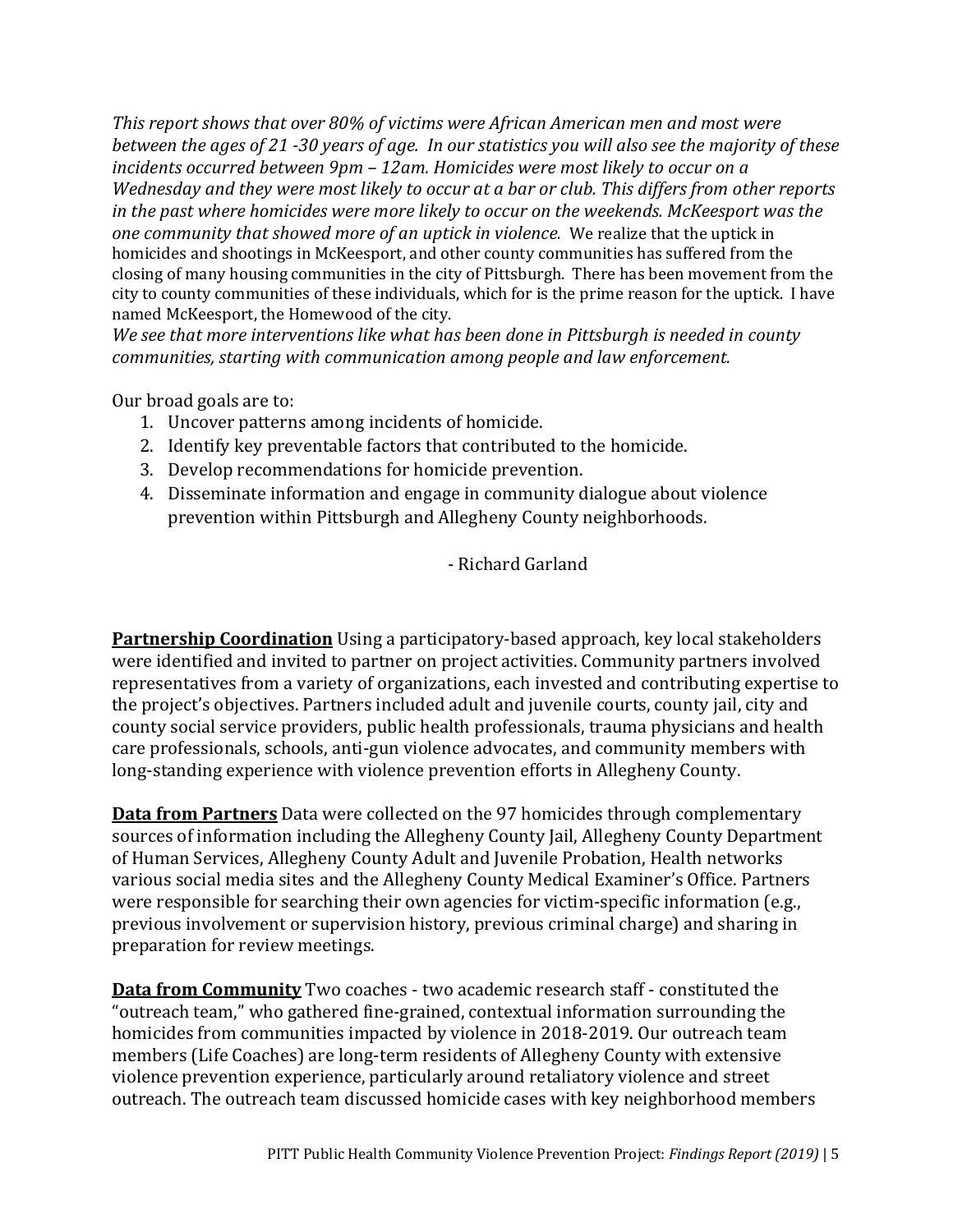*This report shows that over 80% of victims were African American men and most were between the ages of 21 -30 years of age. In our statistics you will also see the majority of these incidents occurred between 9pm – 12am. Homicides were most likely to occur on a Wednesday and they were most likely to occur at a bar or club. This differs from other reports in the past where homicides were more likely to occur on the weekends. McKeesport was the one community that showed more of an uptick in violence.* We realize that the uptick in homicides and shootings in McKeesport, and other county communities has suffered from the closing of many housing communities in the city of Pittsburgh. There has been movement from the city to county communities of these individuals, which for is the prime reason for the uptick. I have named McKeesport, the Homewood of the city.
*We see that more interventions like what has been done in Pittsburgh is needed in county communities, starting with communication among people and law enforcement.*

Our broad goals are to:

1. Uncover patterns among incidents of homicide.
2. Identify key preventable factors that contributed to the homicide.
3. Develop recommendations for homicide prevention.
4. Disseminate information and engage in community dialogue about violence prevention within Pittsburgh and Allegheny County neighborhoods.

- Richard Garland

**Partnership Coordination** Using a participatory-based approach, key local stakeholders were identified and invited to partner on project activities. Community partners involved representatives from a variety of organizations, each invested and contributing expertise to the project's objectives. Partners included adult and juvenile courts, county jail, city and county social service providers, public health professionals, trauma physicians and health care professionals, schools, anti-gun violence advocates, and community members with long-standing experience with violence prevention efforts in Allegheny County.

**Data from Partners** Data were collected on the 97 homicides through complementary sources of information including the Allegheny County Jail, Allegheny County Department of Human Services, Allegheny County Adult and Juvenile Probation, Health networks various social media sites and the Allegheny County Medical Examiner's Office. Partners were responsible for searching their own agencies for victim-specific information (e.g., previous involvement or supervision history, previous criminal charge) and sharing in preparation for review meetings.

**Data from Community** Two coaches - two academic research staff - constituted the "outreach team," who gathered fine-grained, contextual information surrounding the homicides from communities impacted by violence in 2018-2019. Our outreach team members (Life Coaches) are long-term residents of Allegheny County with extensive violence prevention experience, particularly around retaliatory violence and street outreach. The outreach team discussed homicide cases with key neighborhood members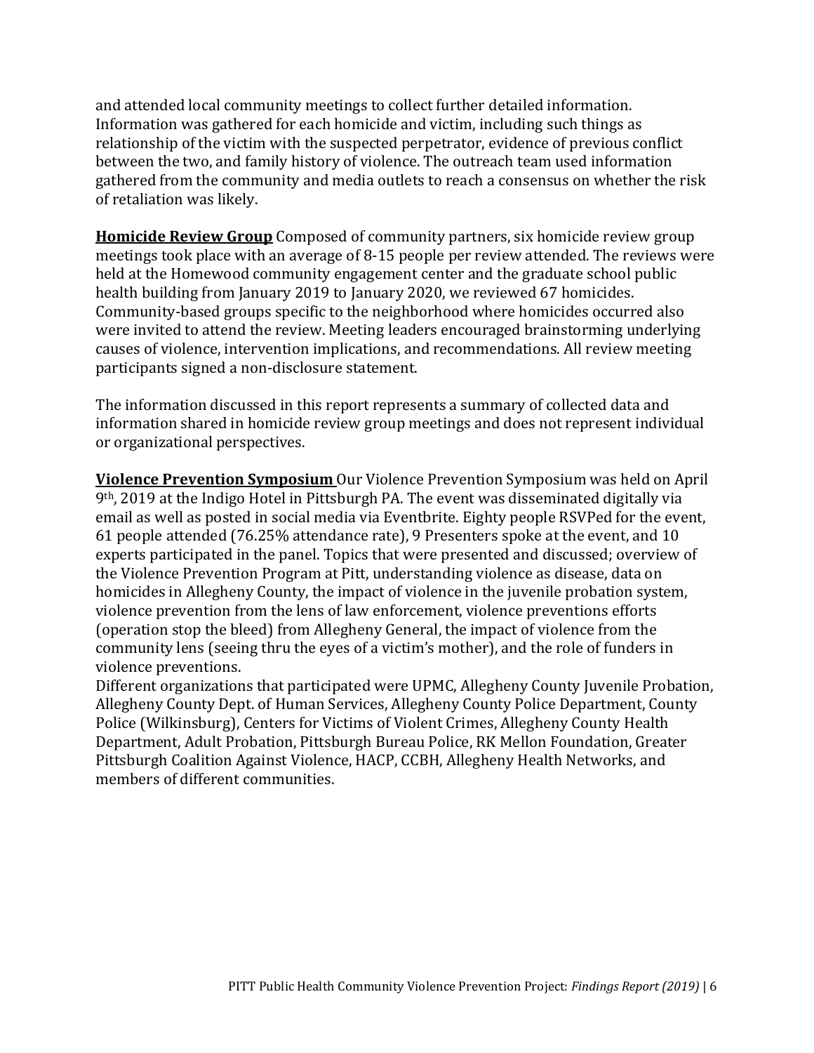and attended local community meetings to collect further detailed information. Information was gathered for each homicide and victim, including such things as relationship of the victim with the suspected perpetrator, evidence of previous conflict between the two, and family history of violence. The outreach team used information gathered from the community and media outlets to reach a consensus on whether the risk of retaliation was likely.

**Homicide Review Group** Composed of community partners, six homicide review group meetings took place with an average of 8-15 people per review attended. The reviews were held at the Homewood community engagement center and the graduate school public health building from January 2019 to January 2020, we reviewed 67 homicides. Community-based groups specific to the neighborhood where homicides occurred also were invited to attend the review. Meeting leaders encouraged brainstorming underlying causes of violence, intervention implications, and recommendations. All review meeting participants signed a non-disclosure statement.

The information discussed in this report represents a summary of collected data and information shared in homicide review group meetings and does not represent individual or organizational perspectives.

**Violence Prevention Symposium** Our Violence Prevention Symposium was held on April 9th, 2019 at the Indigo Hotel in Pittsburgh PA. The event was disseminated digitally via email as well as posted in social media via Eventbrite. Eighty people RSVPed for the event, 61 people attended (76.25% attendance rate), 9 Presenters spoke at the event, and 10 experts participated in the panel. Topics that were presented and discussed; overview of the Violence Prevention Program at Pitt, understanding violence as disease, data on homicides in Allegheny County, the impact of violence in the juvenile probation system, violence prevention from the lens of law enforcement, violence preventions efforts (operation stop the bleed) from Allegheny General, the impact of violence from the community lens (seeing thru the eyes of a victim's mother), and the role of funders in violence preventions.
Different organizations that participated were UPMC, Allegheny County Juvenile Probation, Allegheny County Dept. of Human Services, Allegheny County Police Department, County Police (Wilkinsburg), Centers for Victims of Violent Crimes, Allegheny County Health Department, Adult Probation, Pittsburgh Bureau Police, RK Mellon Foundation, Greater Pittsburgh Coalition Against Violence, HACP, CCBH, Allegheny Health Networks, and members of different communities.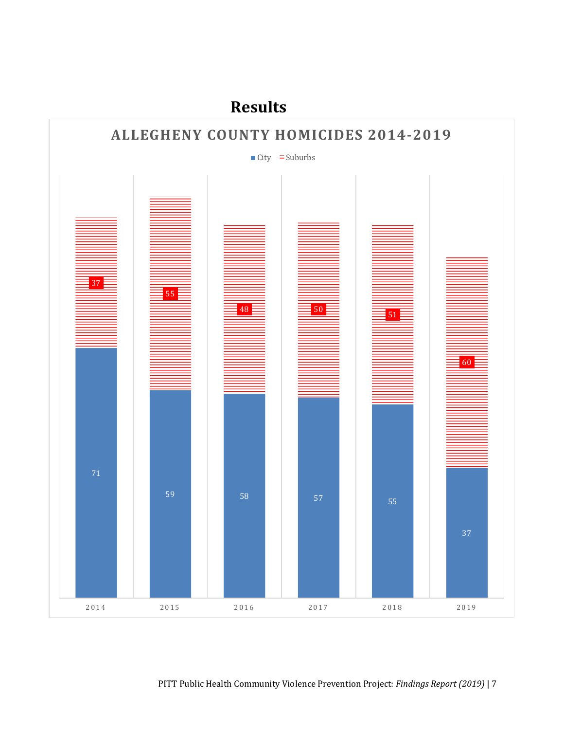# Results

**ALLEGHENY COUNTY HOMICIDES 2014-2019**

| Year | City | Suburbs |
|---|---|---|
| 2014 | 71 | 37 |
| 2015 | 59 | 55 |
| 2016 | 58 | 48 |
| 2017 | 57 | 50 |
| 2018 | 55 | 51 |
| 2019 | 37 | 60 |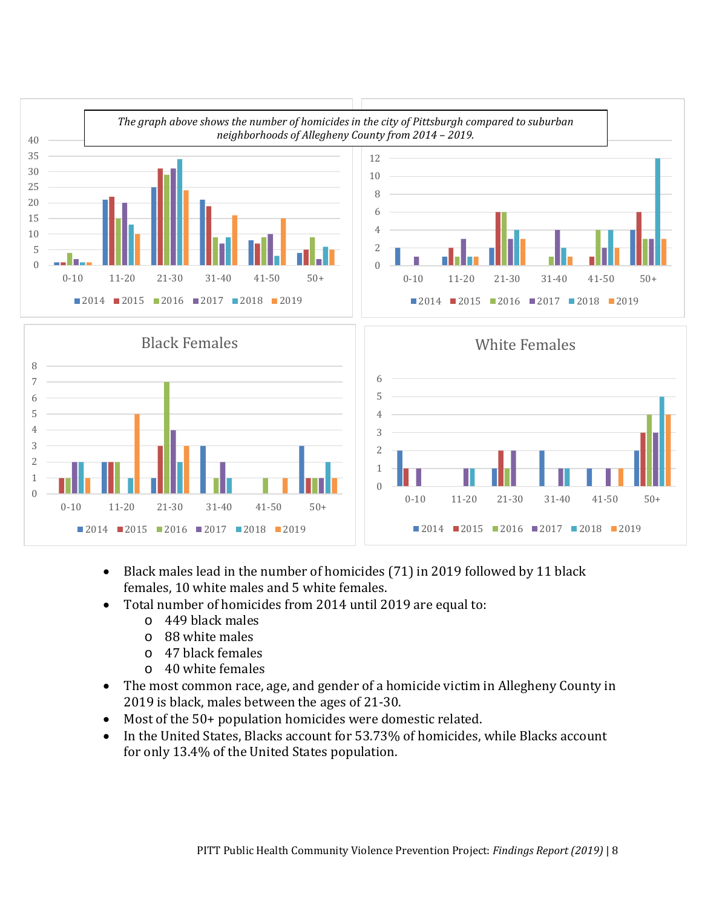*The graph above shows the number of homicides in the city of Pittsburgh compared to suburban neighborhoods of Allegheny County from 2014 – 2019.*

Black Females

White Females

- Black males lead in the number of homicides (71) in 2019 followed by 11 black females, 10 white males and 5 white females.
- Total number of homicides from 2014 until 2019 are equal to:
  - 449 black males
  - 88 white males
  - 47 black females
  - 40 white females
- The most common race, age, and gender of a homicide victim in Allegheny County in 2019 is black, males between the ages of 21-30.
- Most of the 50+ population homicides were domestic related.
- In the United States, Blacks account for 53.73% of homicides, while Blacks account for only 13.4% of the United States population.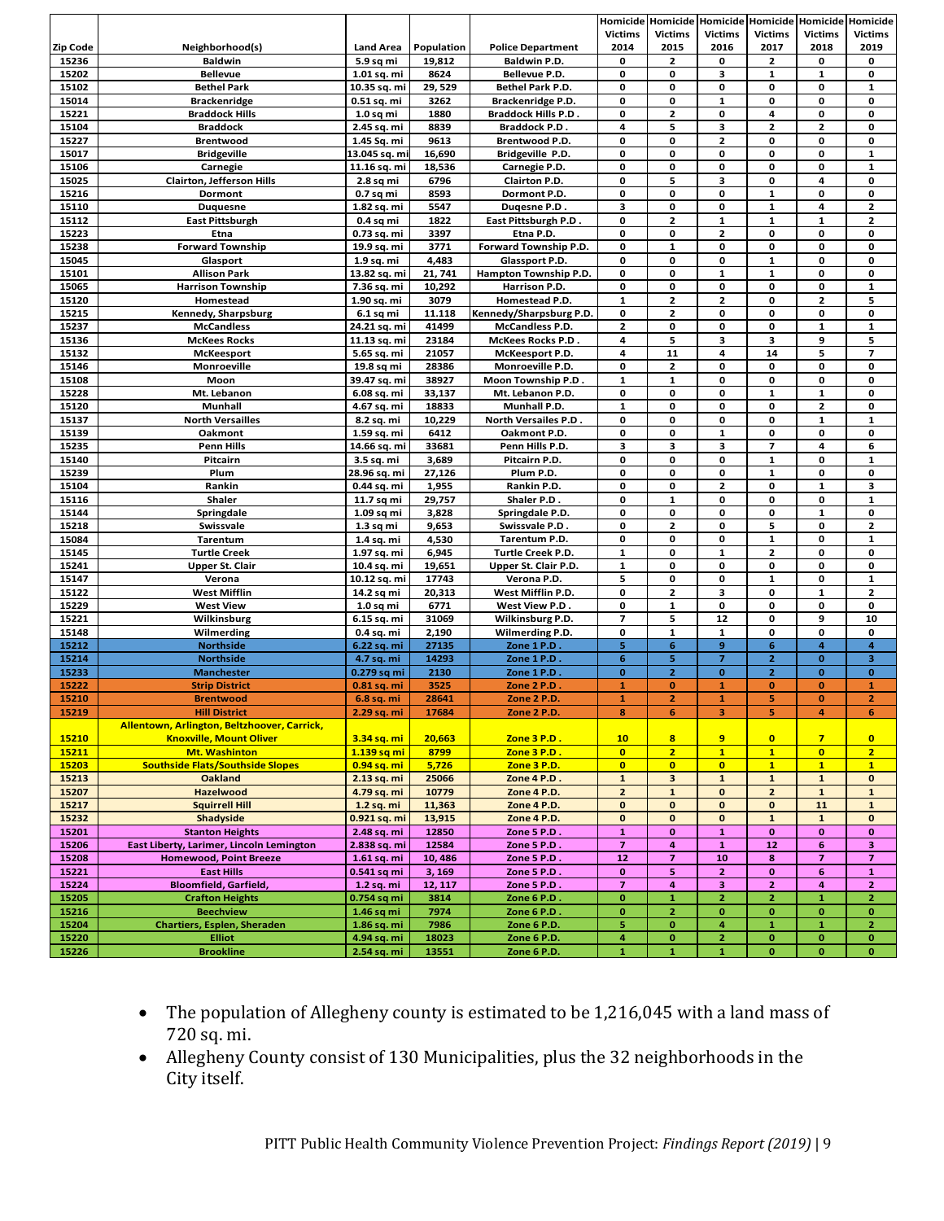| Zip Code | Neighborhood(s) | Land Area | Population | Police Department | Homicide Victims 2014 | Homicide Victims 2015 | Homicide Victims 2016 | Homicide Victims 2017 | Homicide Victims 2018 | Homicide Victims 2019 |
|---|---|---|---|---|---|---|---|---|---|---|
| 15236 | Baldwin | 5.9 sq mi | 19,812 | Baldwin P.D. | 0 | 2 | 0 | 2 | 0 | 0 |
| 15202 | Bellevue | 1.01 sq. mi | 8624 | Bellevue P.D. | 0 | 0 | 3 | 1 | 1 | 0 |
| 15102 | Bethel Park | 10.35 sq. mi | 29, 529 | Bethel Park P.D. | 0 | 0 | 0 | 0 | 0 | 1 |
| 15014 | Brackenridge | 0.51 sq. mi | 3262 | Brackenridge P.D. | 0 | 0 | 1 | 0 | 0 | 0 |
| 15221 | Braddock Hills | 1.0 sq mi | 1880 | Braddock Hills P.D . | 0 | 2 | 0 | 4 | 0 | 0 |
| 15104 | Braddock | 2.45 sq. mi | 8839 | Braddock P.D . | 4 | 5 | 3 | 2 | 2 | 0 |
| 15227 | Brentwood | 1.45 Sq. mi | 9613 | Brentwood P.D. | 0 | 0 | 2 | 0 | 0 | 0 |
| 15017 | Bridgeville | 13.045 sq. mi | 16,690 | Bridgeville P.D. | 0 | 0 | 0 | 0 | 0 | 1 |
| 15106 | Carnegie | 11.16 sq. mi | 18,536 | Carnegie P.D. | 0 | 0 | 0 | 0 | 0 | 1 |
| 15025 | Clairton, Jefferson Hills | 2.8 sq mi | 6796 | Clairton P.D. | 0 | 5 | 3 | 0 | 4 | 0 |
| 15216 | Dormont | 0.7 sq mi | 8593 | Dormont P.D. | 0 | 0 | 0 | 1 | 0 | 0 |
| 15110 | Duquesne | 1.82 sq. mi | 5547 | Duqesne P.D . | 3 | 0 | 0 | 1 | 4 | 2 |
| 15112 | East Pittsburgh | 0.4 sq mi | 1822 | East Pittsburgh P.D . | 0 | 2 | 1 | 1 | 1 | 2 |
| 15223 | Etna | 0.73 sq. mi | 3397 | Etna P.D. | 0 | 0 | 2 | 0 | 0 | 0 |
| 15238 | Forward Township | 19.9 sq. mi | 3771 | Forward Township P.D. | 0 | 1 | 0 | 0 | 0 | 0 |
| 15045 | Glasport | 1.9 sq. mi | 4,483 | Glassport P.D. | 0 | 0 | 0 | 1 | 0 | 0 |
| 15101 | Allison Park | 13.82 sq. mi | 21, 741 | Hampton Township P.D. | 0 | 0 | 1 | 1 | 0 | 0 |
| 15065 | Harrison Township | 7.36 sq. mi | 10,292 | Harrison P.D. | 0 | 0 | 0 | 0 | 0 | 1 |
| 15120 | Homestead | 1.90 sq. mi | 3079 | Homestead P.D. | 1 | 2 | 2 | 0 | 2 | 5 |
| 15215 | Kennedy, Sharpsburg | 6.1 sq mi | 11.118 | Kennedy/Sharpsburg P.D. | 0 | 2 | 0 | 0 | 0 | 0 |
| 15237 | McCandless | 24.21 sq. mi | 41499 | McCandless P.D. | 2 | 0 | 0 | 0 | 1 | 1 |
| 15136 | McKees Rocks | 11.13 sq. mi | 23184 | McKees Rocks P.D . | 4 | 5 | 3 | 3 | 9 | 5 |
| 15132 | McKeesport | 5.65 sq. mi | 21057 | McKeesport P.D. | 4 | 11 | 4 | 14 | 5 | 7 |
| 15146 | Monroeville | 19.8 sq mi | 28386 | Monroeville P.D. | 0 | 2 | 0 | 0 | 0 | 0 |
| 15108 | Moon | 39.47 sq. mi | 38927 | Moon Township P.D . | 1 | 1 | 0 | 0 | 0 | 0 |
| 15228 | Mt. Lebanon | 6.08 sq. mi | 33,137 | Mt. Lebanon P.D. | 0 | 0 | 0 | 1 | 1 | 0 |
| 15120 | Munhall | 4.67 sq. mi | 18833 | Munhall P.D. | 1 | 0 | 0 | 0 | 2 | 0 |
| 15137 | North Versailles | 8.2 sq. mi | 10,229 | North Versailes P.D . | 0 | 0 | 0 | 0 | 1 | 1 |
| 15139 | Oakmont | 1.59 sq. mi | 6412 | Oakmont P.D. | 0 | 0 | 1 | 0 | 0 | 0 |
| 15235 | Penn Hills | 14.66 sq. mi | 33681 | Penn Hills P.D. | 3 | 3 | 3 | 7 | 4 | 6 |
| 15140 | Pitcairn | 3.5 sq. mi | 3,689 | Pitcairn P.D. | 0 | 0 | 0 | 1 | 0 | 1 |
| 15239 | Plum | 28.96 sq. mi | 27,126 | Plum P.D. | 0 | 0 | 0 | 1 | 0 | 0 |
| 15104 | Rankin | 0.44 sq. mi | 1,955 | Rankin P.D. | 0 | 0 | 2 | 0 | 1 | 3 |
| 15116 | Shaler | 11.7 sq mi | 29,757 | Shaler P.D . | 0 | 1 | 0 | 0 | 0 | 1 |
| 15144 | Springdale | 1.09 sq mi | 3,828 | Springdale P.D. | 0 | 0 | 0 | 0 | 1 | 0 |
| 15218 | Swissvale | 1.3 sq mi | 9,653 | Swissvale P.D . | 0 | 2 | 0 | 5 | 0 | 2 |
| 15084 | Tarentum | 1.4 sq. mi | 4,530 | Tarentum P.D. | 0 | 0 | 0 | 1 | 0 | 1 |
| 15145 | Turtle Creek | 1.97 sq. mi | 6,945 | Turtle Creek P.D. | 1 | 0 | 1 | 2 | 0 | 0 |
| 15241 | Upper St. Clair | 10.4 sq. mi | 19,651 | Upper St. Clair P.D. | 1 | 0 | 0 | 0 | 0 | 0 |
| 15147 | Verona | 10.12 sq. mi | 17743 | Verona P.D. | 5 | 0 | 0 | 1 | 0 | 1 |
| 15122 | West Mifflin | 14.2 sq mi | 20,313 | West Mifflin P.D. | 0 | 2 | 3 | 0 | 1 | 2 |
| 15229 | West View | 1.0 sq mi | 6771 | West View P.D . | 0 | 1 | 0 | 0 | 0 | 0 |
| 15221 | Wilkinsburg | 6.15 sq. mi | 31069 | Wilkinsburg P.D. | 7 | 5 | 12 | 0 | 9 | 10 |
| 15148 | Wilmerding | 0.4 sq. mi | 2,190 | Wilmerding P.D. | 0 | 1 | 1 | 0 | 0 | 0 |
| 15212 | Northside | 6.22 sq. mi | 27135 | Zone 1 P.D . | 5 | 6 | 9 | 6 | 4 | 4 |
| 15214 | Northside | 4.7 sq. mi | 14293 | Zone 1 P.D . | 6 | 5 | 7 | 2 | 0 | 3 |
| 15233 | Manchester | 0.279 sq mi | 2130 | Zone 1 P.D . | 0 | 2 | 0 | 2 | 0 | 0 |
| 15222 | Strip District | 0.81 sq. mi | 3525 | Zone 2 P.D . | 1 | 0 | 1 | 0 | 0 | 1 |
| 15210 | Brentwood | 6.8 sq. mi | 28641 | Zone 2 P.D. | 1 | 2 | 1 | 5 | 0 | 2 |
| 15219 | Hill District | 2.29 sq. mi | 17684 | Zone 2 P.D. | 8 | 6 | 3 | 5 | 4 | 6 |
| 15210 | Allentown, Arlington, Beltzhoover, Carrick, Knoxville, Mount Oliver | 3.34 sq. mi | 20,663 | Zone 3 P.D . | 10 | 8 | 9 | 0 | 7 | 0 |
| 15211 | Mt. Washinton | 1.139 sq mi | 8799 | Zone 3 P.D . | 0 | 2 | 1 | 1 | 0 | 2 |
| 15203 | Southside Flats/Southside Slopes | 0.94 sq. mi | 5,726 | Zone 3 P.D. | 0 | 0 | 0 | 1 | 1 | 1 |
| 15213 | Oakland | 2.13 sq. mi | 25066 | Zone 4 P.D . | 1 | 3 | 1 | 1 | 1 | 0 |
| 15207 | Hazelwood | 4.79 sq. mi | 10779 | Zone 4 P.D. | 2 | 1 | 0 | 2 | 1 | 1 |
| 15217 | Squirrell Hill | 1.2 sq. mi | 11,363 | Zone 4 P.D. | 0 | 0 | 0 | 0 | 11 | 1 |
| 15232 | Shadyside | 0.921 sq. mi | 13,915 | Zone 4 P.D. | 0 | 0 | 0 | 1 | 1 | 0 |
| 15201 | Stanton Heights | 2.48 sq. mi | 12850 | Zone 5 P.D . | 1 | 0 | 1 | 0 | 0 | 0 |
| 15206 | East Liberty, Larimer, Lincoln Lemington | 2.838 sq. mi | 12584 | Zone 5 P.D . | 7 | 4 | 1 | 12 | 6 | 3 |
| 15208 | Homewood, Point Breeze | 1.61 sq. mi | 10, 486 | Zone 5 P.D . | 12 | 7 | 10 | 8 | 7 | 7 |
| 15221 | East Hills | 0.541 sq mi | 3, 169 | Zone 5 P.D . | 0 | 5 | 2 | 0 | 6 | 1 |
| 15224 | Bloomfield, Garfield, | 1.2 sq. mi | 12, 117 | Zone 5 P.D . | 7 | 4 | 3 | 2 | 4 | 2 |
| 15205 | Crafton Heights | 0.754 sq mi | 3814 | Zone 6 P.D . | 0 | 1 | 2 | 2 | 1 | 2 |
| 15216 | Beechview | 1.46 sq mi | 7974 | Zone 6 P.D . | 0 | 2 | 0 | 0 | 0 | 0 |
| 15204 | Chartiers, Esplen, Sheraden | 1.86 sq. mi | 7986 | Zone 6 P.D. | 5 | 0 | 4 | 1 | 1 | 2 |
| 15220 | Elliot | 4.94 sq. mi | 18023 | Zone 6 P.D. | 4 | 0 | 2 | 0 | 0 | 0 |
| 15226 | Brookline | 2.54 sq. mi | 13551 | Zone 6 P.D. | 1 | 1 | 1 | 0 | 0 | 0 |

- The population of Allegheny county is estimated to be 1,216,045 with a land mass of 720 sq. mi.
- Allegheny County consist of 130 Municipalities, plus the 32 neighborhoods in the City itself.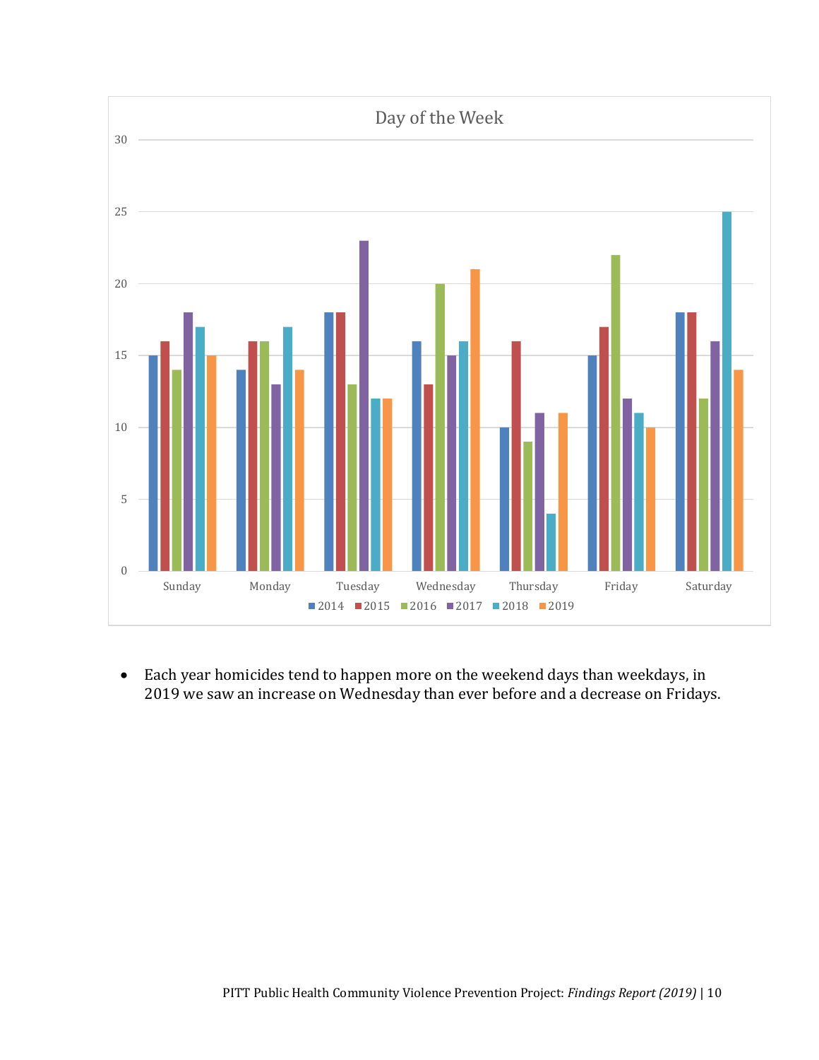**Day of the Week**

| Day | 2014 | 2015 | 2016 | 2017 | 2018 | 2019 |
|---|---|---|---|---|---|---|
| Sunday | 15 | 16 | 14 | 18 | 17 | 15 |
| Monday | 14 | 16 | 16 | 13 | 17 | 14 |
| Tuesday | 18 | 18 | 13 | 23 | 12 | 12 |
| Wednesday | 16 | 13 | 20 | 15 | 16 | 21 |
| Thursday | 10 | 16 | 9 | 11 | 4 | 11 |
| Friday | 15 | 17 | 22 | 12 | 11 | 10 |
| Saturday | 18 | 18 | 12 | 16 | 25 | 14 |

- Each year homicides tend to happen more on the weekend days than weekdays, in 2019 we saw an increase on Wednesday than ever before and a decrease on Fridays.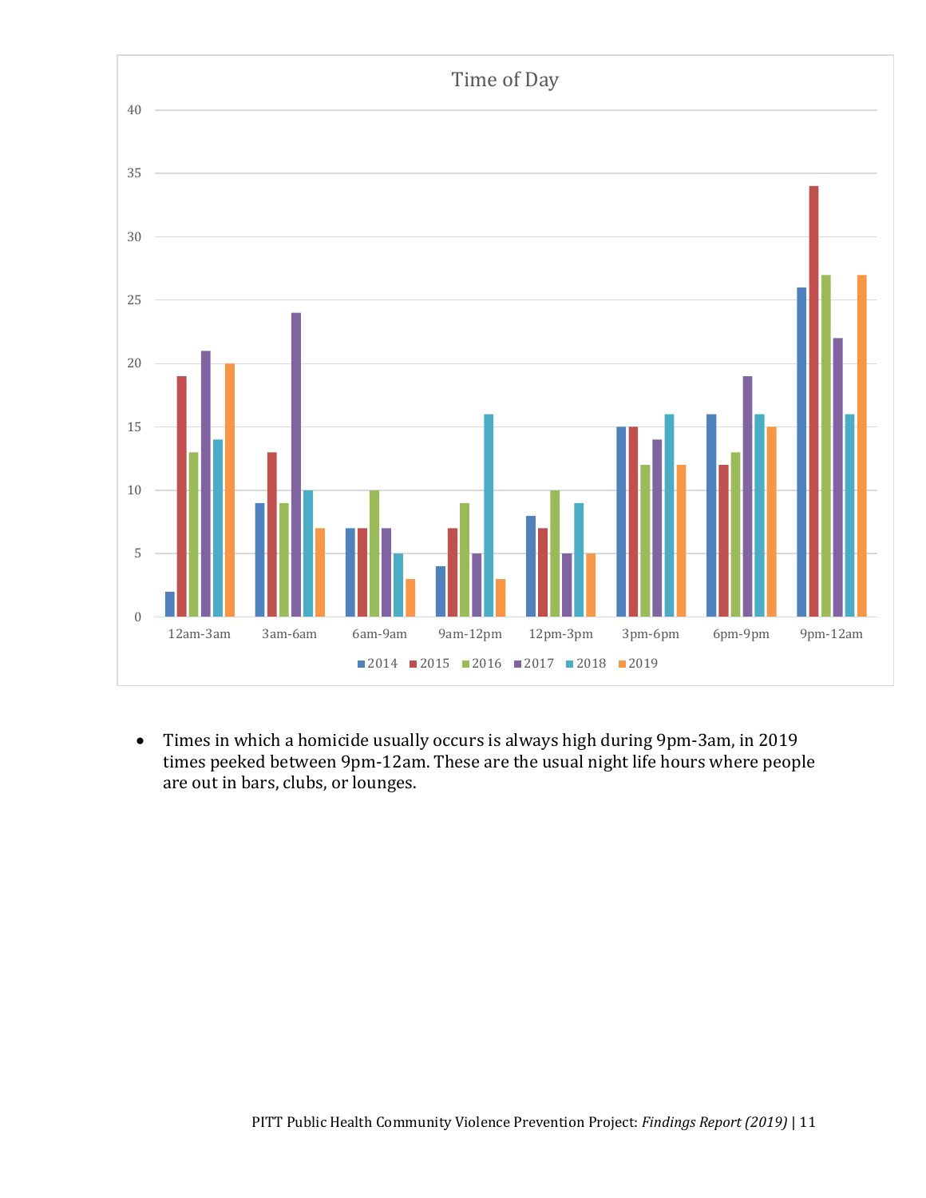## Time of Day

| Time of Day | 2014 | 2015 | 2016 | 2017 | 2018 | 2019 |
|---|---|---|---|---|---|---|
| 12am-3am | 2 | 19 | 13 | 21 | 14 | 20 |
| 3am-6am | 9 | 13 | 9 | 24 | 10 | 7 |
| 6am-9am | 7 | 7 | 10 | 7 | 5 | 3 |
| 9am-12pm | 4 | 7 | 9 | 5 | 16 | 3 |
| 12pm-3pm | 8 | 7 | 10 | 5 | 9 | 5 |
| 3pm-6pm | 15 | 15 | 12 | 14 | 16 | 12 |
| 6pm-9pm | 16 | 12 | 13 | 19 | 16 | 15 |
| 9pm-12am | 26 | 34 | 27 | 22 | 16 | 27 |

- Times in which a homicide usually occurs is always high during 9pm-3am, in 2019 times peeked between 9pm-12am. These are the usual night life hours where people are out in bars, clubs, or lounges.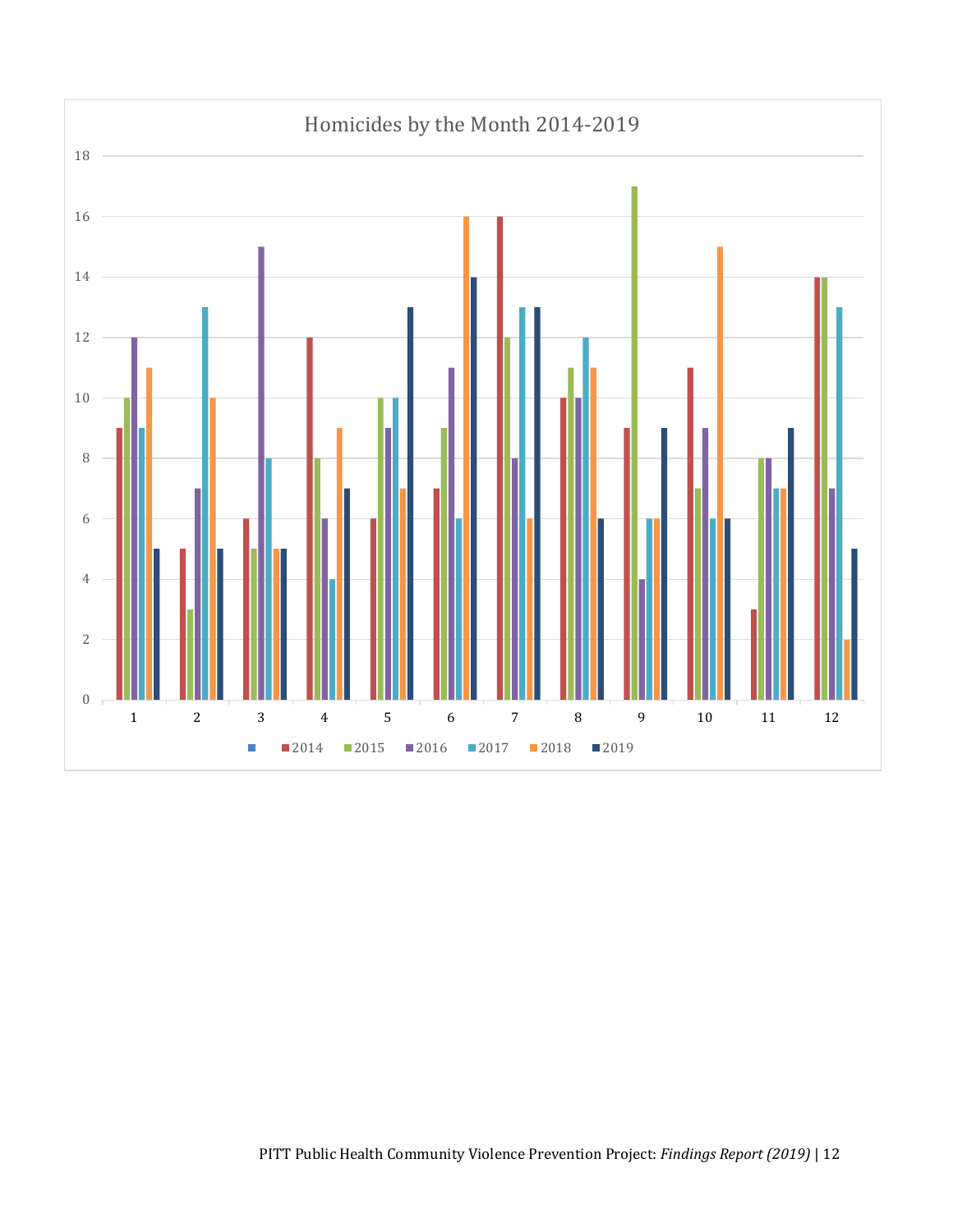Homicides by the Month 2014-2019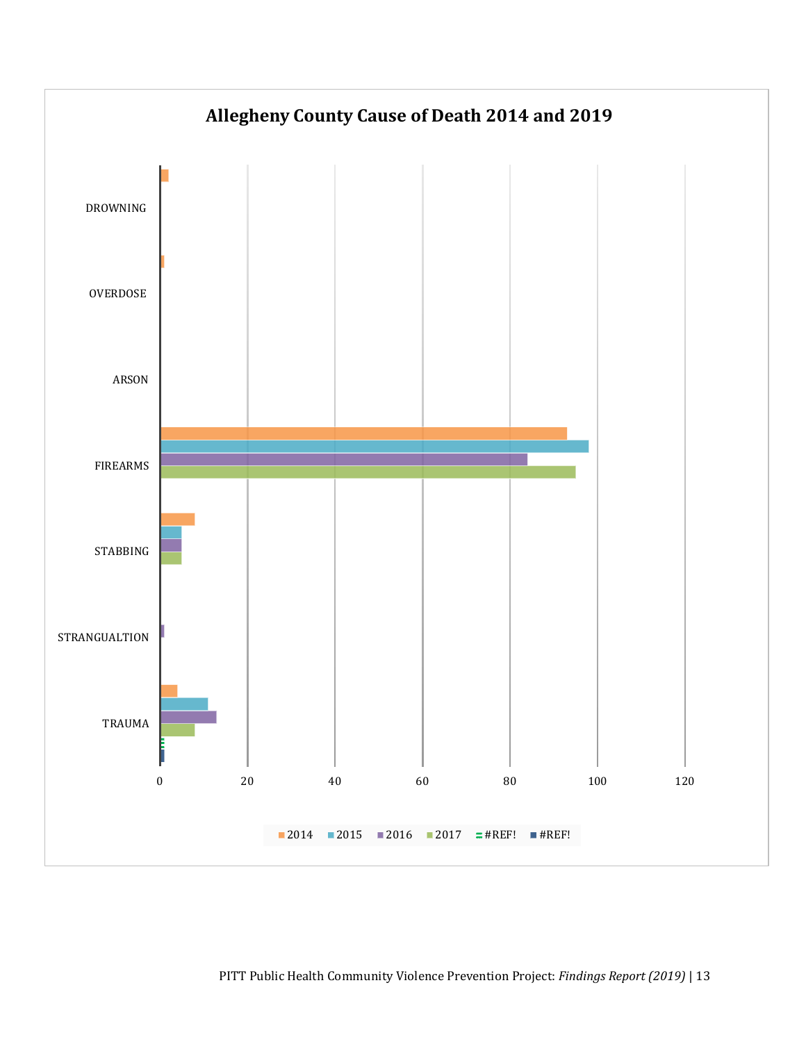**Allegheny County Cause of Death 2014 and 2019**

DROWNING

OVERDOSE

ARSON

FIREARMS

STABBING

STRANGUALTION

TRAUMA

0 20 40 60 80 100 120

2014 2015 2016 2017 #REF! #REF!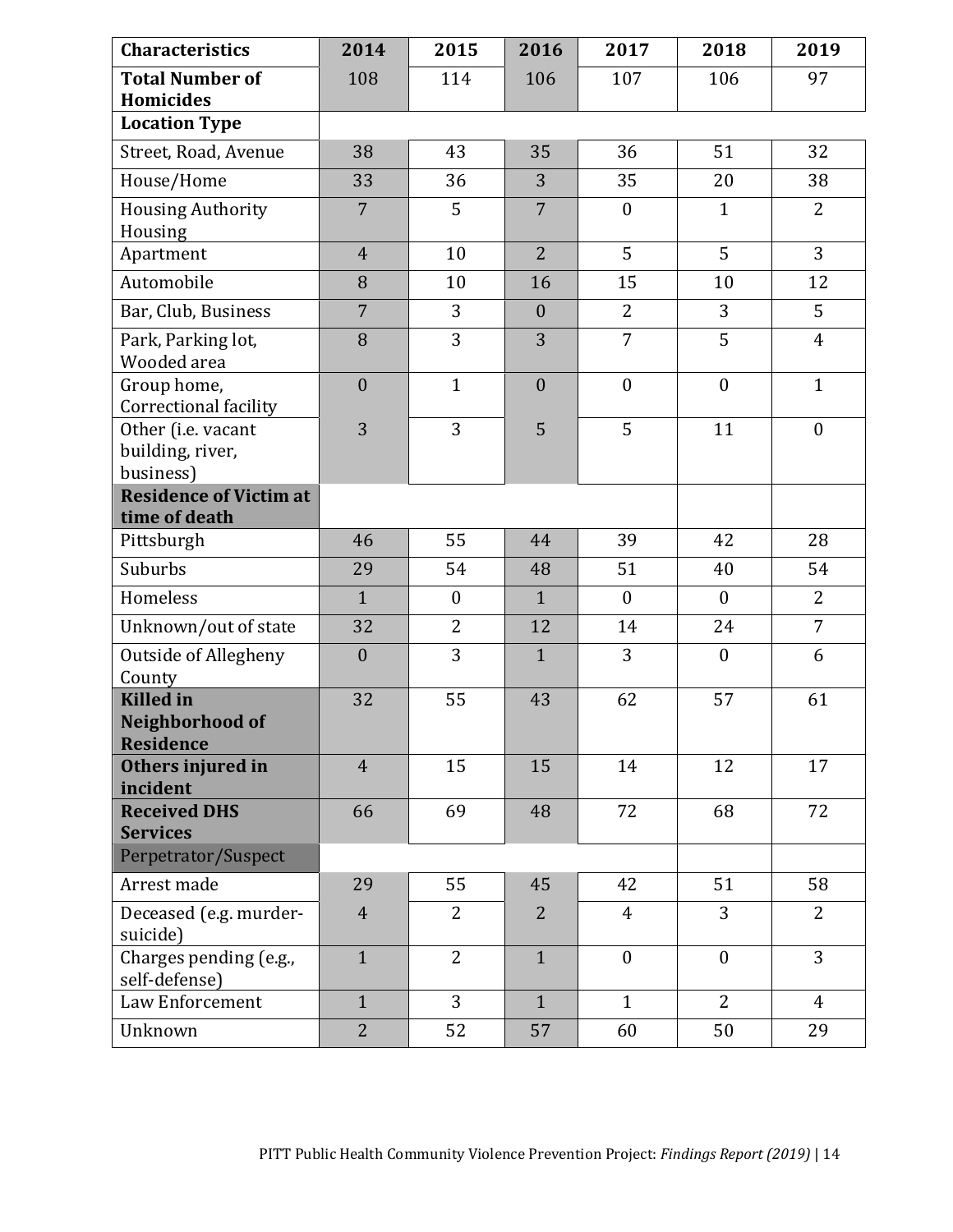| Characteristics | 2014 | 2015 | 2016 | 2017 | 2018 | 2019 |
|---|---|---|---|---|---|---|
| **Total Number of Homicides** | 108 | 114 | 106 | 107 | 106 | 97 |
| **Location Type** | | | | | | |
| Street, Road, Avenue | 38 | 43 | 35 | 36 | 51 | 32 |
| House/Home | 33 | 36 | 3 | 35 | 20 | 38 |
| Housing Authority Housing | 7 | 5 | 7 | 0 | 1 | 2 |
| Apartment | 4 | 10 | 2 | 5 | 5 | 3 |
| Automobile | 8 | 10 | 16 | 15 | 10 | 12 |
| Bar, Club, Business | 7 | 3 | 0 | 2 | 3 | 5 |
| Park, Parking lot, Wooded area | 8 | 3 | 3 | 7 | 5 | 4 |
| Group home, Correctional facility | 0 | 1 | 0 | 0 | 0 | 1 |
| Other (i.e. vacant building, river, business) | 3 | 3 | 5 | 5 | 11 | 0 |
| **Residence of Victim at time of death** | | | | | | |
| Pittsburgh | 46 | 55 | 44 | 39 | 42 | 28 |
| Suburbs | 29 | 54 | 48 | 51 | 40 | 54 |
| Homeless | 1 | 0 | 1 | 0 | 0 | 2 |
| Unknown/out of state | 32 | 2 | 12 | 14 | 24 | 7 |
| Outside of Allegheny County | 0 | 3 | 1 | 3 | 0 | 6 |
| **Killed in Neighborhood of Residence** | 32 | 55 | 43 | 62 | 57 | 61 |
| **Others injured in incident** | 4 | 15 | 15 | 14 | 12 | 17 |
| **Received DHS Services** | 66 | 69 | 48 | 72 | 68 | 72 |
| Perpetrator/Suspect | | | | | | |
| Arrest made | 29 | 55 | 45 | 42 | 51 | 58 |
| Deceased (e.g. murder-suicide) | 4 | 2 | 2 | 4 | 3 | 2 |
| Charges pending (e.g., self-defense) | 1 | 2 | 1 | 0 | 0 | 3 |
| Law Enforcement | 1 | 3 | 1 | 1 | 2 | 4 |
| Unknown | 2 | 52 | 57 | 60 | 50 | 29 |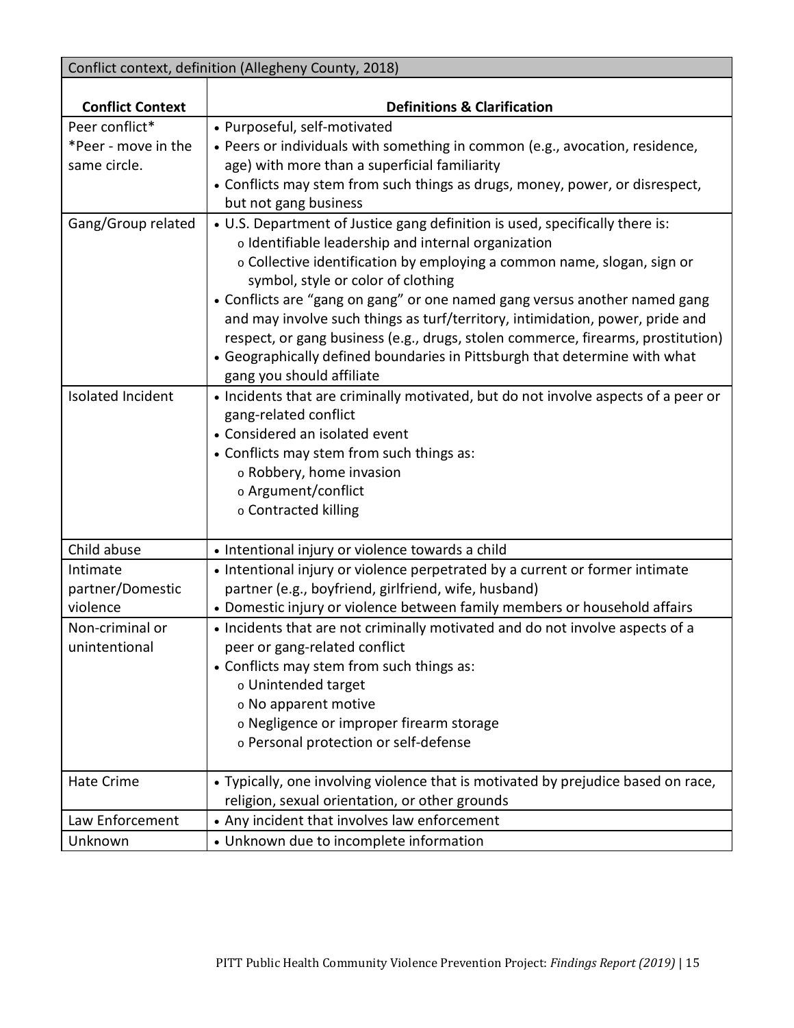| Conflict context, definition (Allegheny County, 2018) | |
|---|---|
| **Conflict Context** | **Definitions & Clarification** |
| Peer conflict*<br>*Peer - move in the same circle. | • Purposeful, self-motivated<br>• Peers or individuals with something in common (e.g., avocation, residence, age) with more than a superficial familiarity<br>• Conflicts may stem from such things as drugs, money, power, or disrespect, but not gang business |
| Gang/Group related | • U.S. Department of Justice gang definition is used, specifically there is:<br>o Identifiable leadership and internal organization<br>o Collective identification by employing a common name, slogan, sign or symbol, style or color of clothing<br>• Conflicts are "gang on gang" or one named gang versus another named gang and may involve such things as turf/territory, intimidation, power, pride and respect, or gang business (e.g., drugs, stolen commerce, firearms, prostitution)<br>• Geographically defined boundaries in Pittsburgh that determine with what gang you should affiliate |
| Isolated Incident | • Incidents that are criminally motivated, but do not involve aspects of a peer or gang-related conflict<br>• Considered an isolated event<br>• Conflicts may stem from such things as:<br>o Robbery, home invasion<br>o Argument/conflict<br>o Contracted killing |
| Child abuse | • Intentional injury or violence towards a child |
| Intimate partner/Domestic violence | • Intentional injury or violence perpetrated by a current or former intimate partner (e.g., boyfriend, girlfriend, wife, husband)<br>• Domestic injury or violence between family members or household affairs |
| Non-criminal or unintentional | • Incidents that are not criminally motivated and do not involve aspects of a peer or gang-related conflict<br>• Conflicts may stem from such things as:<br>o Unintended target<br>o No apparent motive<br>o Negligence or improper firearm storage<br>o Personal protection or self-defense |
| Hate Crime | • Typically, one involving violence that is motivated by prejudice based on race, religion, sexual orientation, or other grounds |
| Law Enforcement | • Any incident that involves law enforcement |
| Unknown | • Unknown due to incomplete information |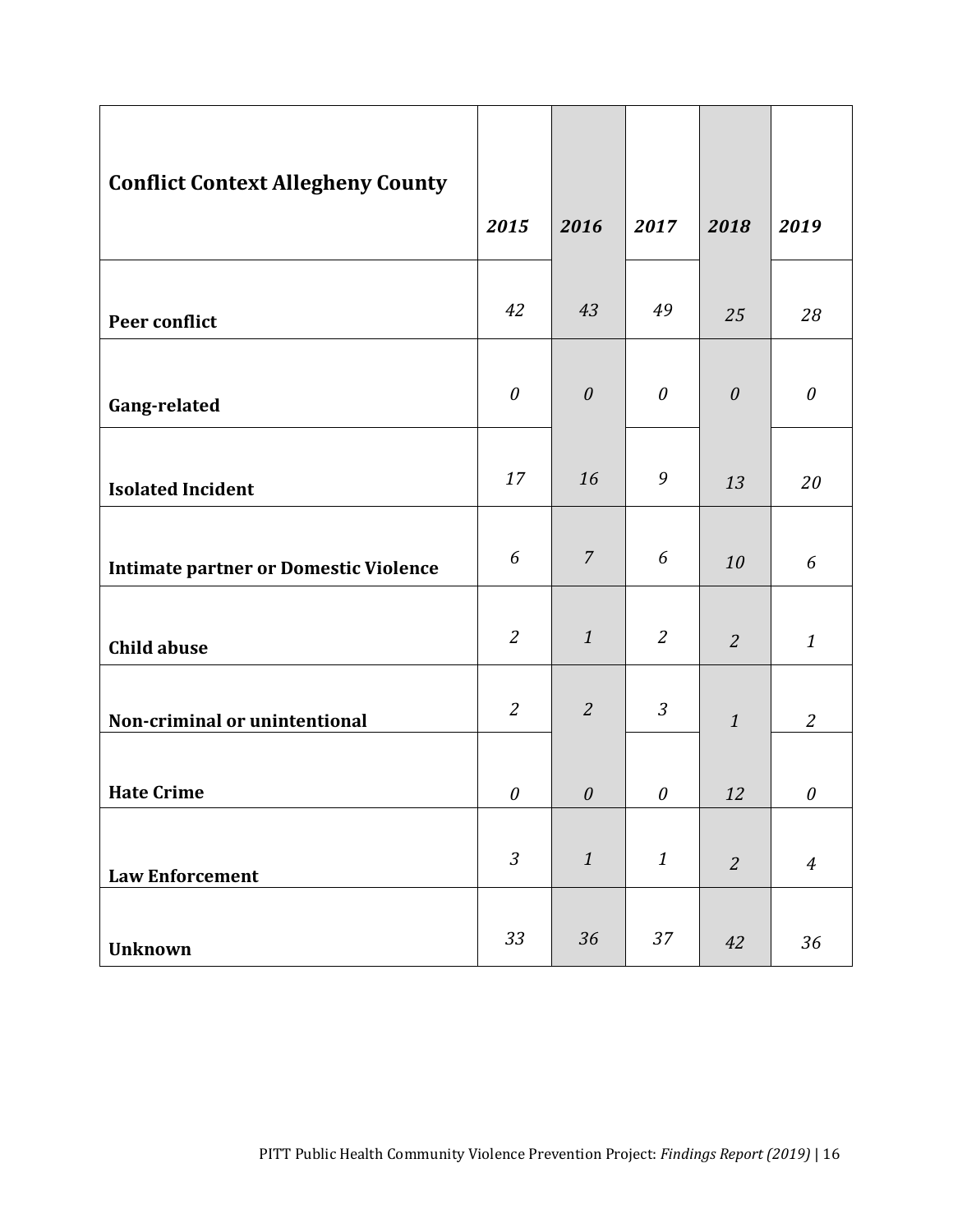| **Conflict Context Allegheny County** | ***2015*** | ***2016*** | ***2017*** | ***2018*** | ***2019*** |
|---|---|---|---|---|---|
| **Peer conflict** | *42* | *43* | *49* | *25* | *28* |
| **Gang-related** | *0* | *0* | *0* | *0* | *0* |
| **Isolated Incident** | *17* | *16* | *9* | *13* | *20* |
| **Intimate partner or Domestic Violence** | *6* | *7* | *6* | *10* | *6* |
| **Child abuse** | *2* | *1* | *2* | *2* | *1* |
| **Non-criminal or unintentional** | *2* | *2* | *3* | *1* | *2* |
| **Hate Crime** | *0* | *0* | *0* | *12* | *0* |
| **Law Enforcement** | *3* | *1* | *1* | *2* | *4* |
| **Unknown** | *33* | *36* | *37* | *42* | *36* |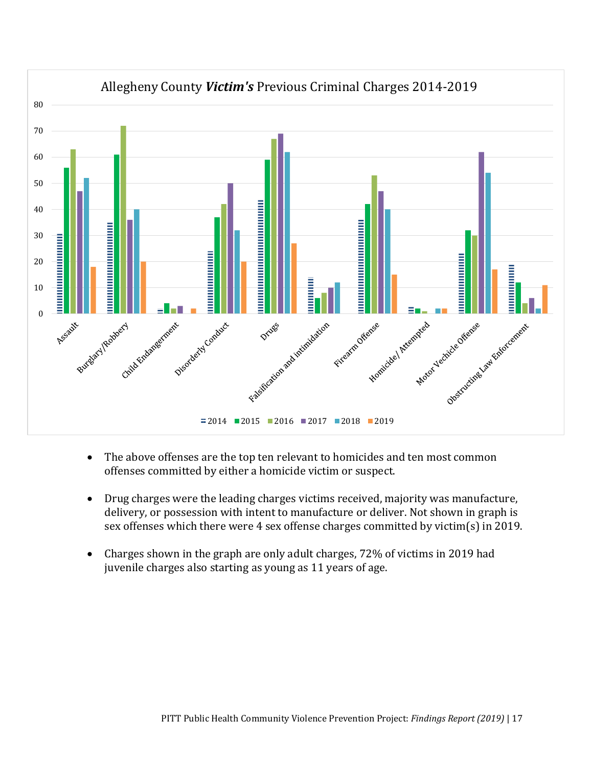Allegheny County ***Victim's*** Previous Criminal Charges 2014-2019

| Offense | 2014 | 2015 | 2016 | 2017 | 2018 | 2019 |
|---|---|---|---|---|---|---|
| Assault | 31 | 56 | 63 | 47 | 52 | 18 |
| Burglary/Robbery | 35 | 61 | 72 | 36 | 40 | 20 |
| Child Endangerment | 2 | 4 | 2 | 3 | | 2 |
| Disorderly Conduct | 24 | 37 | 42 | 50 | 32 | 20 |
| Drugs | 44 | 59 | 67 | 69 | 62 | 27 |
| Falsification and intimidation | 14 | 6 | 8 | 10 | 12 | |
| Firearm Offense | 36 | 42 | 53 | 47 | 40 | 15 |
| Homicide/ Attempted | 3 | 2 | 1 | | 2 | 2 |
| Motor Vechicle Offense | 23 | 32 | 30 | 62 | 54 | 17 |
| Obstructing Law Enforcement | 19 | 12 | 4 | 6 | 2 | 11 |

- The above offenses are the top ten relevant to homicides and ten most common offenses committed by either a homicide victim or suspect.
- Drug charges were the leading charges victims received, majority was manufacture, delivery, or possession with intent to manufacture or deliver. Not shown in graph is sex offenses which there were 4 sex offense charges committed by victim(s) in 2019.
- Charges shown in the graph are only adult charges, 72% of victims in 2019 had juvenile charges also starting as young as 11 years of age.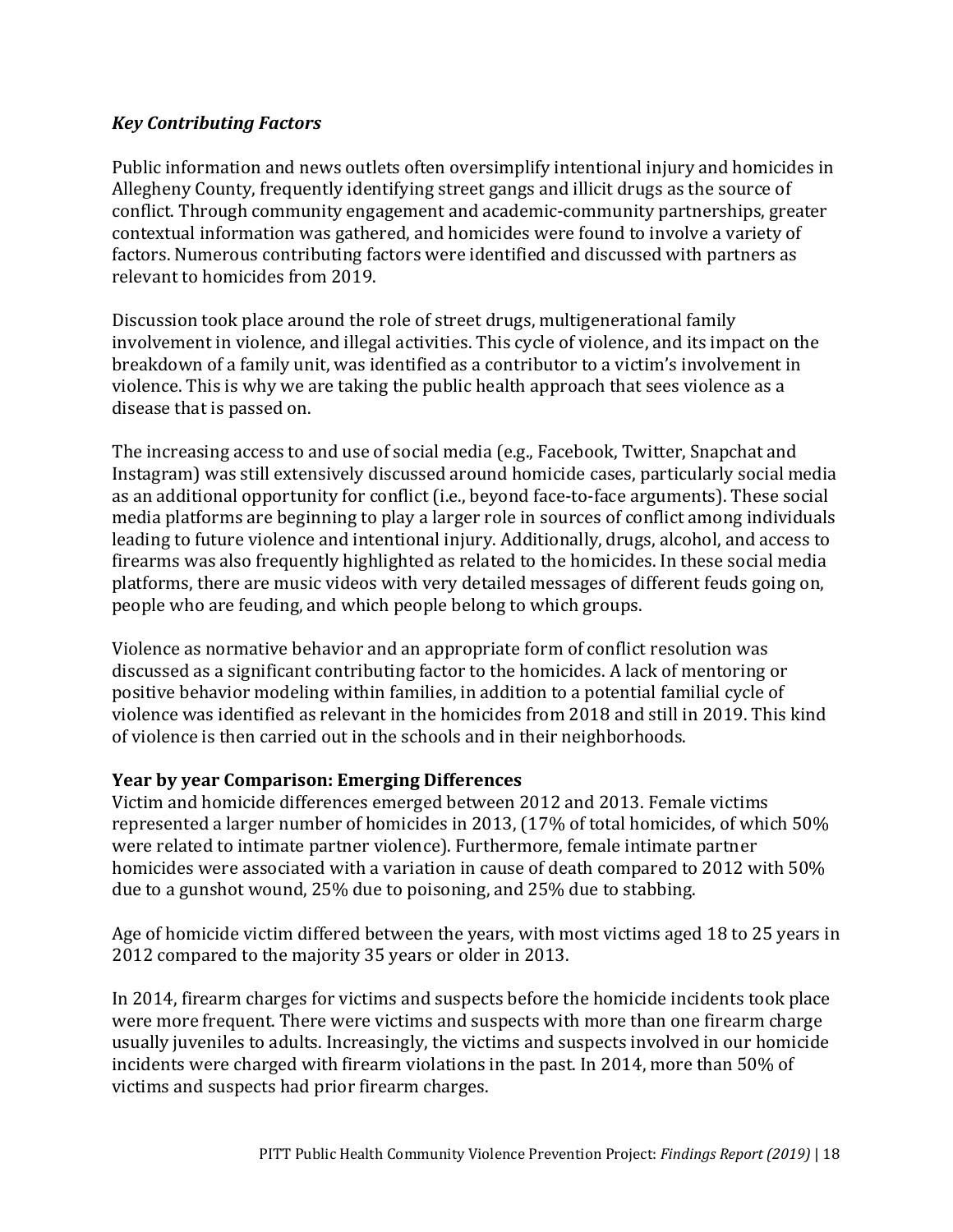### *Key Contributing Factors*

Public information and news outlets often oversimplify intentional injury and homicides in Allegheny County, frequently identifying street gangs and illicit drugs as the source of conflict. Through community engagement and academic-community partnerships, greater contextual information was gathered, and homicides were found to involve a variety of factors. Numerous contributing factors were identified and discussed with partners as relevant to homicides from 2019.

Discussion took place around the role of street drugs, multigenerational family involvement in violence, and illegal activities. This cycle of violence, and its impact on the breakdown of a family unit, was identified as a contributor to a victim's involvement in violence. This is why we are taking the public health approach that sees violence as a disease that is passed on.

The increasing access to and use of social media (e.g., Facebook, Twitter, Snapchat and Instagram) was still extensively discussed around homicide cases, particularly social media as an additional opportunity for conflict (i.e., beyond face-to-face arguments). These social media platforms are beginning to play a larger role in sources of conflict among individuals leading to future violence and intentional injury. Additionally, drugs, alcohol, and access to firearms was also frequently highlighted as related to the homicides. In these social media platforms, there are music videos with very detailed messages of different feuds going on, people who are feuding, and which people belong to which groups.

Violence as normative behavior and an appropriate form of conflict resolution was discussed as a significant contributing factor to the homicides. A lack of mentoring or positive behavior modeling within families, in addition to a potential familial cycle of violence was identified as relevant in the homicides from 2018 and still in 2019. This kind of violence is then carried out in the schools and in their neighborhoods.

**Year by year Comparison: Emerging Differences**

Victim and homicide differences emerged between 2012 and 2013. Female victims represented a larger number of homicides in 2013, (17% of total homicides, of which 50% were related to intimate partner violence). Furthermore, female intimate partner homicides were associated with a variation in cause of death compared to 2012 with 50% due to a gunshot wound, 25% due to poisoning, and 25% due to stabbing.

Age of homicide victim differed between the years, with most victims aged 18 to 25 years in 2012 compared to the majority 35 years or older in 2013.

In 2014, firearm charges for victims and suspects before the homicide incidents took place were more frequent. There were victims and suspects with more than one firearm charge usually juveniles to adults. Increasingly, the victims and suspects involved in our homicide incidents were charged with firearm violations in the past. In 2014, more than 50% of victims and suspects had prior firearm charges.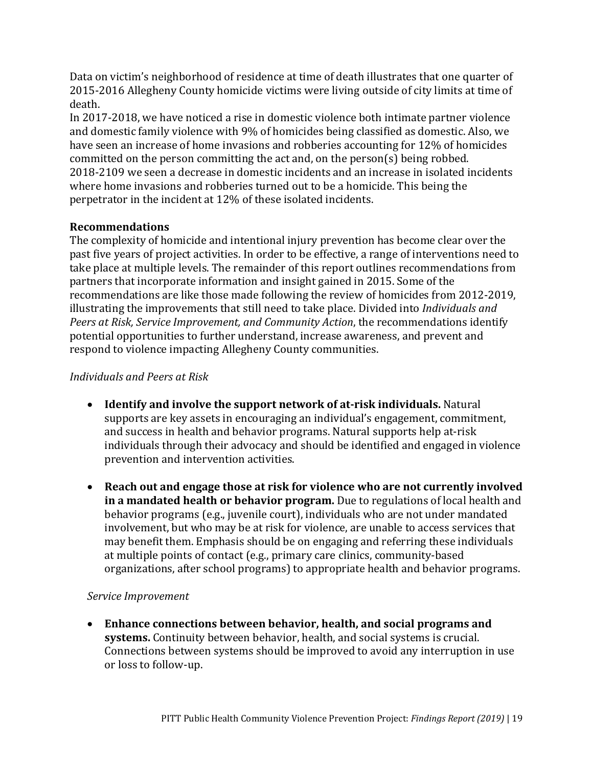Data on victim's neighborhood of residence at time of death illustrates that one quarter of 2015-2016 Allegheny County homicide victims were living outside of city limits at time of death.

In 2017-2018, we have noticed a rise in domestic violence both intimate partner violence and domestic family violence with 9% of homicides being classified as domestic. Also, we have seen an increase of home invasions and robberies accounting for 12% of homicides committed on the person committing the act and, on the person(s) being robbed. 2018-2109 we seen a decrease in domestic incidents and an increase in isolated incidents where home invasions and robberies turned out to be a homicide. This being the perpetrator in the incident at 12% of these isolated incidents.

## Recommendations

The complexity of homicide and intentional injury prevention has become clear over the past five years of project activities. In order to be effective, a range of interventions need to take place at multiple levels. The remainder of this report outlines recommendations from partners that incorporate information and insight gained in 2015. Some of the recommendations are like those made following the review of homicides from 2012-2019, illustrating the improvements that still need to take place. Divided into *Individuals and Peers at Risk, Service Improvement, and Community Action*, the recommendations identify potential opportunities to further understand, increase awareness, and prevent and respond to violence impacting Allegheny County communities.

### *Individuals and Peers at Risk*

- **Identify and involve the support network of at-risk individuals.** Natural supports are key assets in encouraging an individual's engagement, commitment, and success in health and behavior programs. Natural supports help at-risk individuals through their advocacy and should be identified and engaged in violence prevention and intervention activities.

- **Reach out and engage those at risk for violence who are not currently involved in a mandated health or behavior program.** Due to regulations of local health and behavior programs (e.g., juvenile court), individuals who are not under mandated involvement, but who may be at risk for violence, are unable to access services that may benefit them. Emphasis should be on engaging and referring these individuals at multiple points of contact (e.g., primary care clinics, community-based organizations, after school programs) to appropriate health and behavior programs.

### *Service Improvement*

- **Enhance connections between behavior, health, and social programs and systems.** Continuity between behavior, health, and social systems is crucial. Connections between systems should be improved to avoid any interruption in use or loss to follow-up.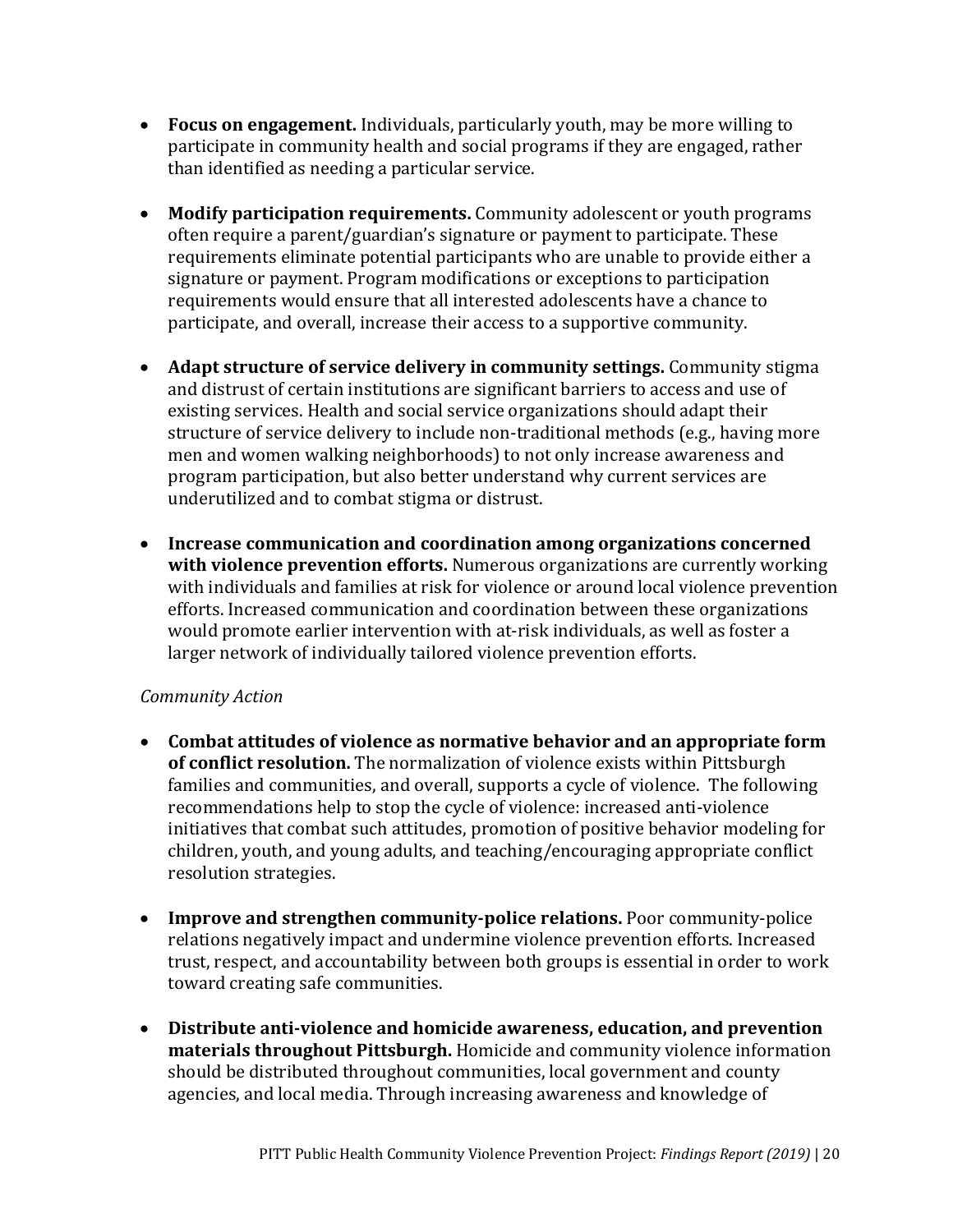- **Focus on engagement.** Individuals, particularly youth, may be more willing to participate in community health and social programs if they are engaged, rather than identified as needing a particular service.

- **Modify participation requirements.** Community adolescent or youth programs often require a parent/guardian's signature or payment to participate. These requirements eliminate potential participants who are unable to provide either a signature or payment. Program modifications or exceptions to participation requirements would ensure that all interested adolescents have a chance to participate, and overall, increase their access to a supportive community.

- **Adapt structure of service delivery in community settings.** Community stigma and distrust of certain institutions are significant barriers to access and use of existing services. Health and social service organizations should adapt their structure of service delivery to include non-traditional methods (e.g., having more men and women walking neighborhoods) to not only increase awareness and program participation, but also better understand why current services are underutilized and to combat stigma or distrust.

- **Increase communication and coordination among organizations concerned with violence prevention efforts.** Numerous organizations are currently working with individuals and families at risk for violence or around local violence prevention efforts. Increased communication and coordination between these organizations would promote earlier intervention with at-risk individuals, as well as foster a larger network of individually tailored violence prevention efforts.

*Community Action*

- **Combat attitudes of violence as normative behavior and an appropriate form of conflict resolution.** The normalization of violence exists within Pittsburgh families and communities, and overall, supports a cycle of violence. The following recommendations help to stop the cycle of violence: increased anti-violence initiatives that combat such attitudes, promotion of positive behavior modeling for children, youth, and young adults, and teaching/encouraging appropriate conflict resolution strategies.

- **Improve and strengthen community-police relations.** Poor community-police relations negatively impact and undermine violence prevention efforts. Increased trust, respect, and accountability between both groups is essential in order to work toward creating safe communities.

- **Distribute anti-violence and homicide awareness, education, and prevention materials throughout Pittsburgh.** Homicide and community violence information should be distributed throughout communities, local government and county agencies, and local media. Through increasing awareness and knowledge of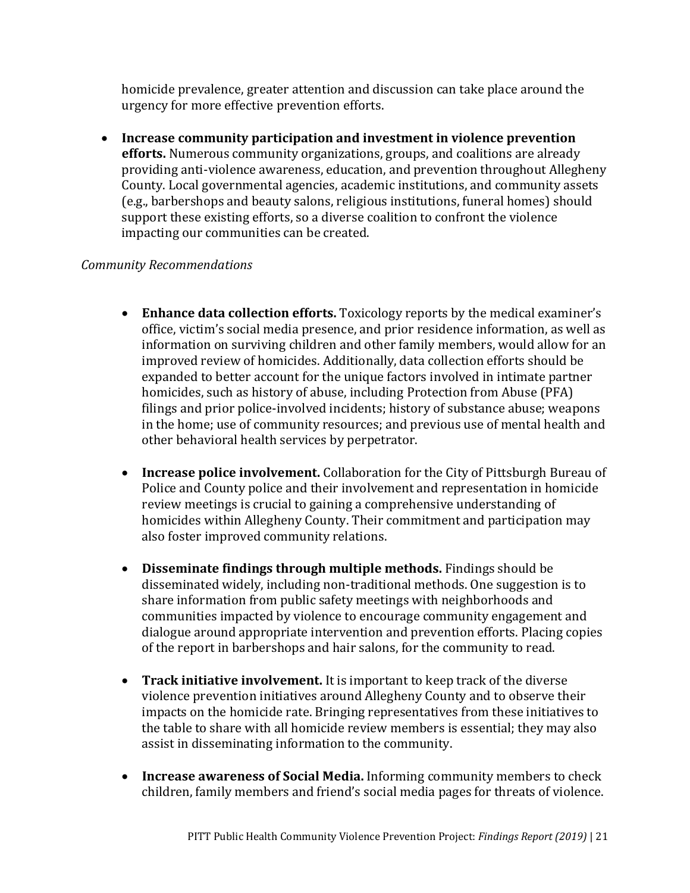homicide prevalence, greater attention and discussion can take place around the urgency for more effective prevention efforts.

- **Increase community participation and investment in violence prevention efforts.** Numerous community organizations, groups, and coalitions are already providing anti-violence awareness, education, and prevention throughout Allegheny County. Local governmental agencies, academic institutions, and community assets (e.g., barbershops and beauty salons, religious institutions, funeral homes) should support these existing efforts, so a diverse coalition to confront the violence impacting our communities can be created.

*Community Recommendations*

- **Enhance data collection efforts.** Toxicology reports by the medical examiner's office, victim's social media presence, and prior residence information, as well as information on surviving children and other family members, would allow for an improved review of homicides. Additionally, data collection efforts should be expanded to better account for the unique factors involved in intimate partner homicides, such as history of abuse, including Protection from Abuse (PFA) filings and prior police-involved incidents; history of substance abuse; weapons in the home; use of community resources; and previous use of mental health and other behavioral health services by perpetrator.

- **Increase police involvement.** Collaboration for the City of Pittsburgh Bureau of Police and County police and their involvement and representation in homicide review meetings is crucial to gaining a comprehensive understanding of homicides within Allegheny County. Their commitment and participation may also foster improved community relations.

- **Disseminate findings through multiple methods.** Findings should be disseminated widely, including non-traditional methods. One suggestion is to share information from public safety meetings with neighborhoods and communities impacted by violence to encourage community engagement and dialogue around appropriate intervention and prevention efforts. Placing copies of the report in barbershops and hair salons, for the community to read.

- **Track initiative involvement.** It is important to keep track of the diverse violence prevention initiatives around Allegheny County and to observe their impacts on the homicide rate. Bringing representatives from these initiatives to the table to share with all homicide review members is essential; they may also assist in disseminating information to the community.

- **Increase awareness of Social Media.** Informing community members to check children, family members and friend's social media pages for threats of violence.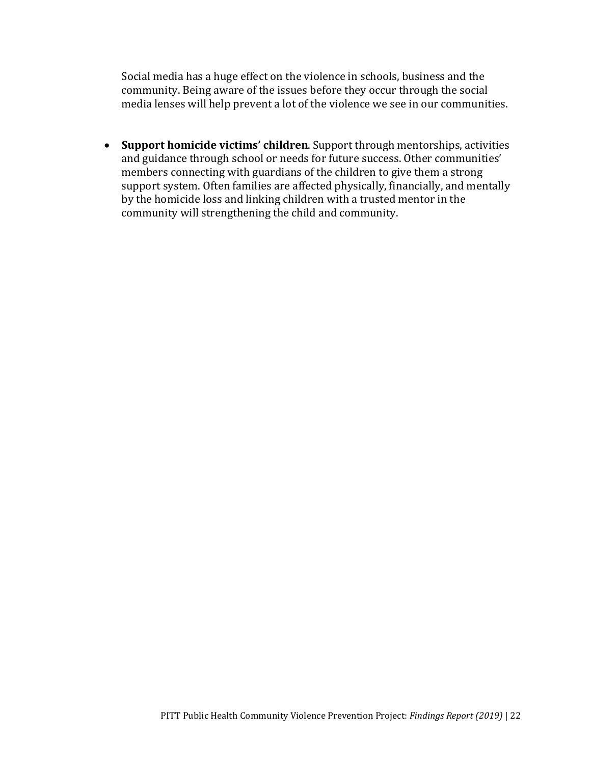Social media has a huge effect on the violence in schools, business and the community. Being aware of the issues before they occur through the social media lenses will help prevent a lot of the violence we see in our communities.

- **Support homicide victims' children**. Support through mentorships, activities and guidance through school or needs for future success. Other communities' members connecting with guardians of the children to give them a strong support system. Often families are affected physically, financially, and mentally by the homicide loss and linking children with a trusted mentor in the community will strengthening the child and community.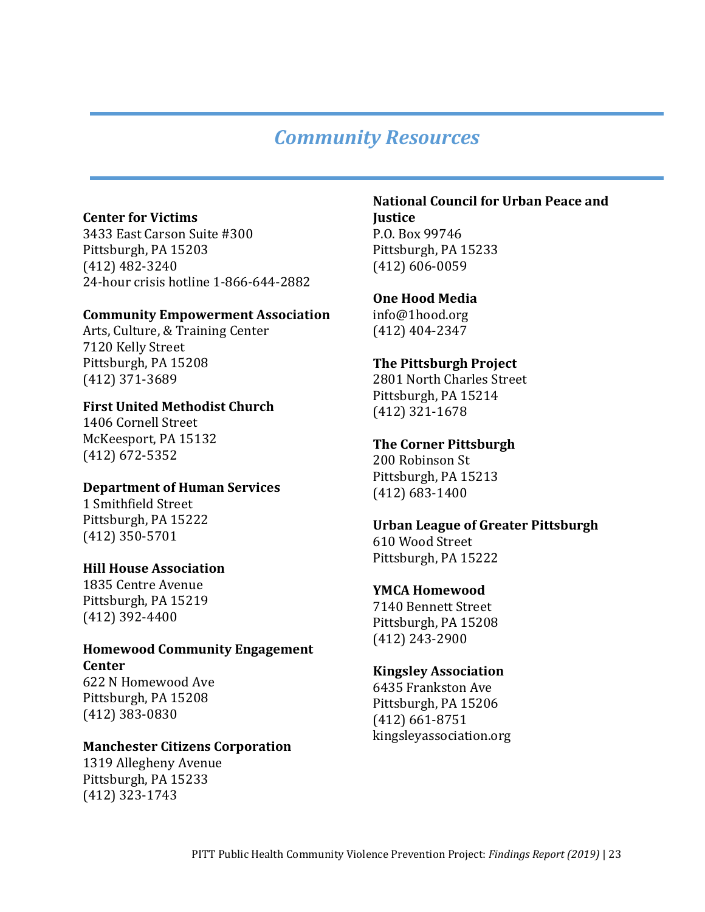# *Community Resources*

**Center for Victims**
3433 East Carson Suite #300
Pittsburgh, PA 15203
(412) 482-3240
24-hour crisis hotline 1-866-644-2882

**Community Empowerment Association**
Arts, Culture, & Training Center
7120 Kelly Street
Pittsburgh, PA 15208
(412) 371-3689

**First United Methodist Church**
1406 Cornell Street
McKeesport, PA 15132
(412) 672-5352

**Department of Human Services**
1 Smithfield Street
Pittsburgh, PA 15222
(412) 350-5701

**Hill House Association**
1835 Centre Avenue
Pittsburgh, PA 15219
(412) 392-4400

**Homewood Community Engagement Center**
622 N Homewood Ave
Pittsburgh, PA 15208
(412) 383-0830

**Manchester Citizens Corporation**
1319 Allegheny Avenue
Pittsburgh, PA 15233
(412) 323-1743

**National Council for Urban Peace and Justice**
P.O. Box 99746
Pittsburgh, PA 15233
(412) 606-0059

**One Hood Media**
info@1hood.org
(412) 404-2347

**The Pittsburgh Project**
2801 North Charles Street
Pittsburgh, PA 15214
(412) 321-1678

**The Corner Pittsburgh**
200 Robinson St
Pittsburgh, PA 15213
(412) 683-1400

**Urban League of Greater Pittsburgh**
610 Wood Street
Pittsburgh, PA 15222

**YMCA Homewood**
7140 Bennett Street
Pittsburgh, PA 15208
(412) 243-2900

**Kingsley Association**
6435 Frankston Ave
Pittsburgh, PA 15206
(412) 661-8751
kingsleyassociation.org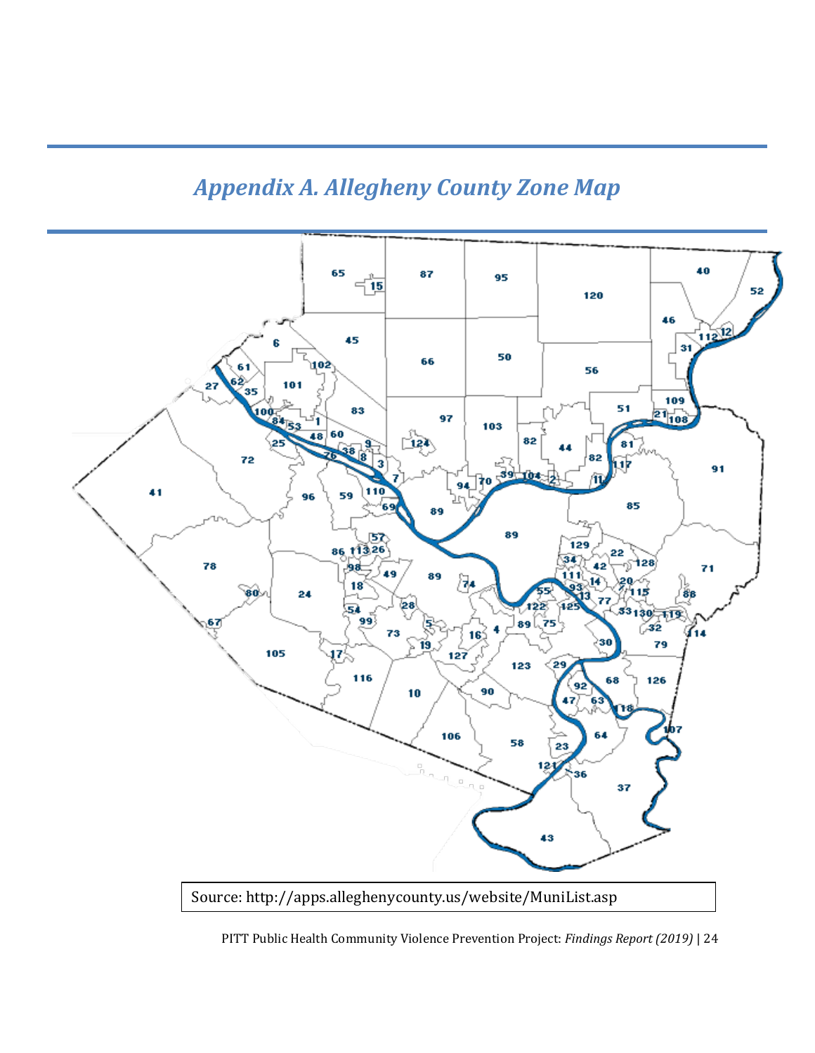## *Appendix A. Allegheny County Zone Map*

Source: http://apps.alleghenycounty.us/website/MuniList.asp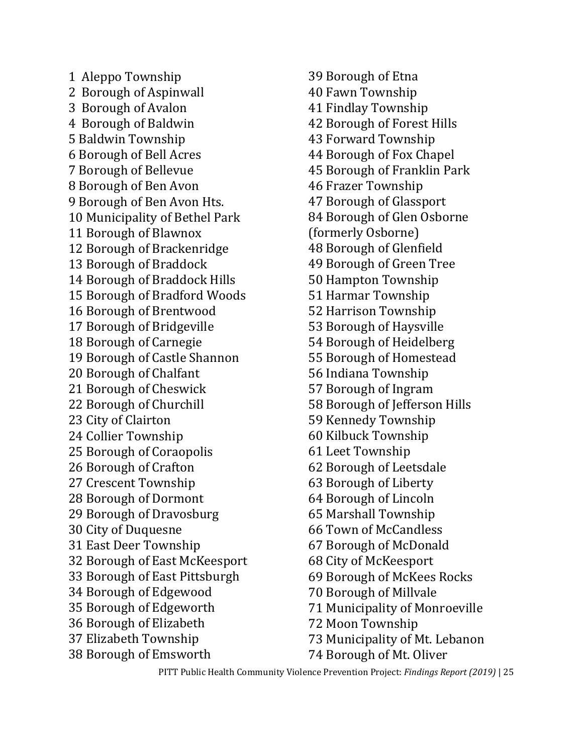1 Aleppo Township
2 Borough of Aspinwall
3 Borough of Avalon
4 Borough of Baldwin
5 Baldwin Township
6 Borough of Bell Acres
7 Borough of Bellevue
8 Borough of Ben Avon
9 Borough of Ben Avon Hts.
10 Municipality of Bethel Park
11 Borough of Blawnox
12 Borough of Brackenridge
13 Borough of Braddock
14 Borough of Braddock Hills
15 Borough of Bradford Woods
16 Borough of Brentwood
17 Borough of Bridgeville
18 Borough of Carnegie
19 Borough of Castle Shannon
20 Borough of Chalfant
21 Borough of Cheswick
22 Borough of Churchill
23 City of Clairton
24 Collier Township
25 Borough of Coraopolis
26 Borough of Crafton
27 Crescent Township
28 Borough of Dormont
29 Borough of Dravosburg
30 City of Duquesne
31 East Deer Township
32 Borough of East McKeesport
33 Borough of East Pittsburgh
34 Borough of Edgewood
35 Borough of Edgeworth
36 Borough of Elizabeth
37 Elizabeth Township
38 Borough of Emsworth
39 Borough of Etna
40 Fawn Township
41 Findlay Township
42 Borough of Forest Hills
43 Forward Township
44 Borough of Fox Chapel
45 Borough of Franklin Park
46 Frazer Township
47 Borough of Glassport
84 Borough of Glen Osborne (formerly Osborne)
48 Borough of Glenfield
49 Borough of Green Tree
50 Hampton Township
51 Harmar Township
52 Harrison Township
53 Borough of Haysville
54 Borough of Heidelberg
55 Borough of Homestead
56 Indiana Township
57 Borough of Ingram
58 Borough of Jefferson Hills
59 Kennedy Township
60 Kilbuck Township
61 Leet Township
62 Borough of Leetsdale
63 Borough of Liberty
64 Borough of Lincoln
65 Marshall Township
66 Town of McCandless
67 Borough of McDonald
68 City of McKeesport
69 Borough of McKees Rocks
70 Borough of Millvale
71 Municipality of Monroeville
72 Moon Township
73 Municipality of Mt. Lebanon
74 Borough of Mt. Oliver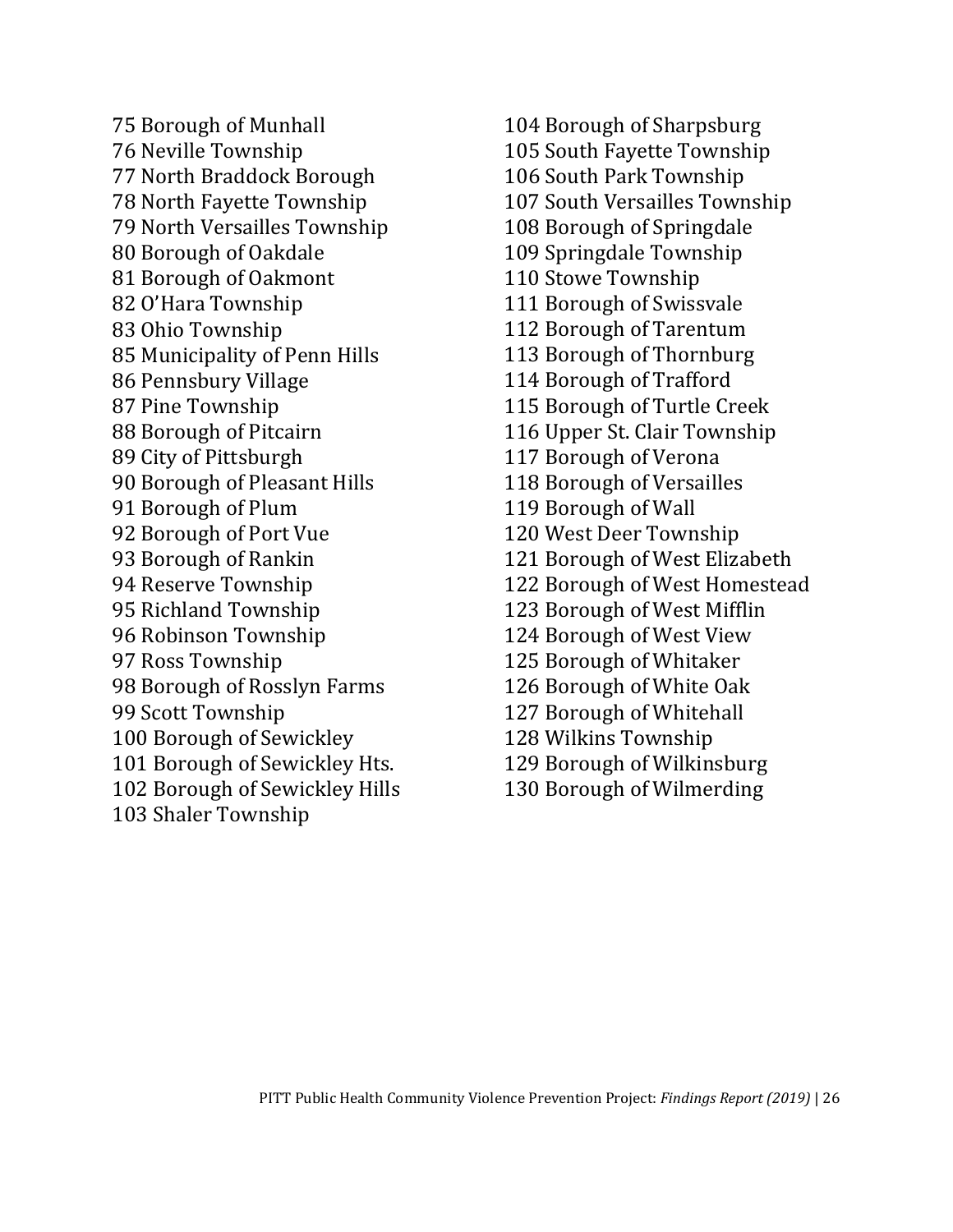75 Borough of Munhall
76 Neville Township
77 North Braddock Borough
78 North Fayette Township
79 North Versailles Township
80 Borough of Oakdale
81 Borough of Oakmont
82 O'Hara Township
83 Ohio Township
85 Municipality of Penn Hills
86 Pennsbury Village
87 Pine Township
88 Borough of Pitcairn
89 City of Pittsburgh
90 Borough of Pleasant Hills
91 Borough of Plum
92 Borough of Port Vue
93 Borough of Rankin
94 Reserve Township
95 Richland Township
96 Robinson Township
97 Ross Township
98 Borough of Rosslyn Farms
99 Scott Township
100 Borough of Sewickley
101 Borough of Sewickley Hts.
102 Borough of Sewickley Hills
103 Shaler Township
104 Borough of Sharpsburg
105 South Fayette Township
106 South Park Township
107 South Versailles Township
108 Borough of Springdale
109 Springdale Township
110 Stowe Township
111 Borough of Swissvale
112 Borough of Tarentum
113 Borough of Thornburg
114 Borough of Trafford
115 Borough of Turtle Creek
116 Upper St. Clair Township
117 Borough of Verona
118 Borough of Versailles
119 Borough of Wall
120 West Deer Township
121 Borough of West Elizabeth
122 Borough of West Homestead
123 Borough of West Mifflin
124 Borough of West View
125 Borough of Whitaker
126 Borough of White Oak
127 Borough of Whitehall
128 Wilkins Township
129 Borough of Wilkinsburg
130 Borough of Wilmerding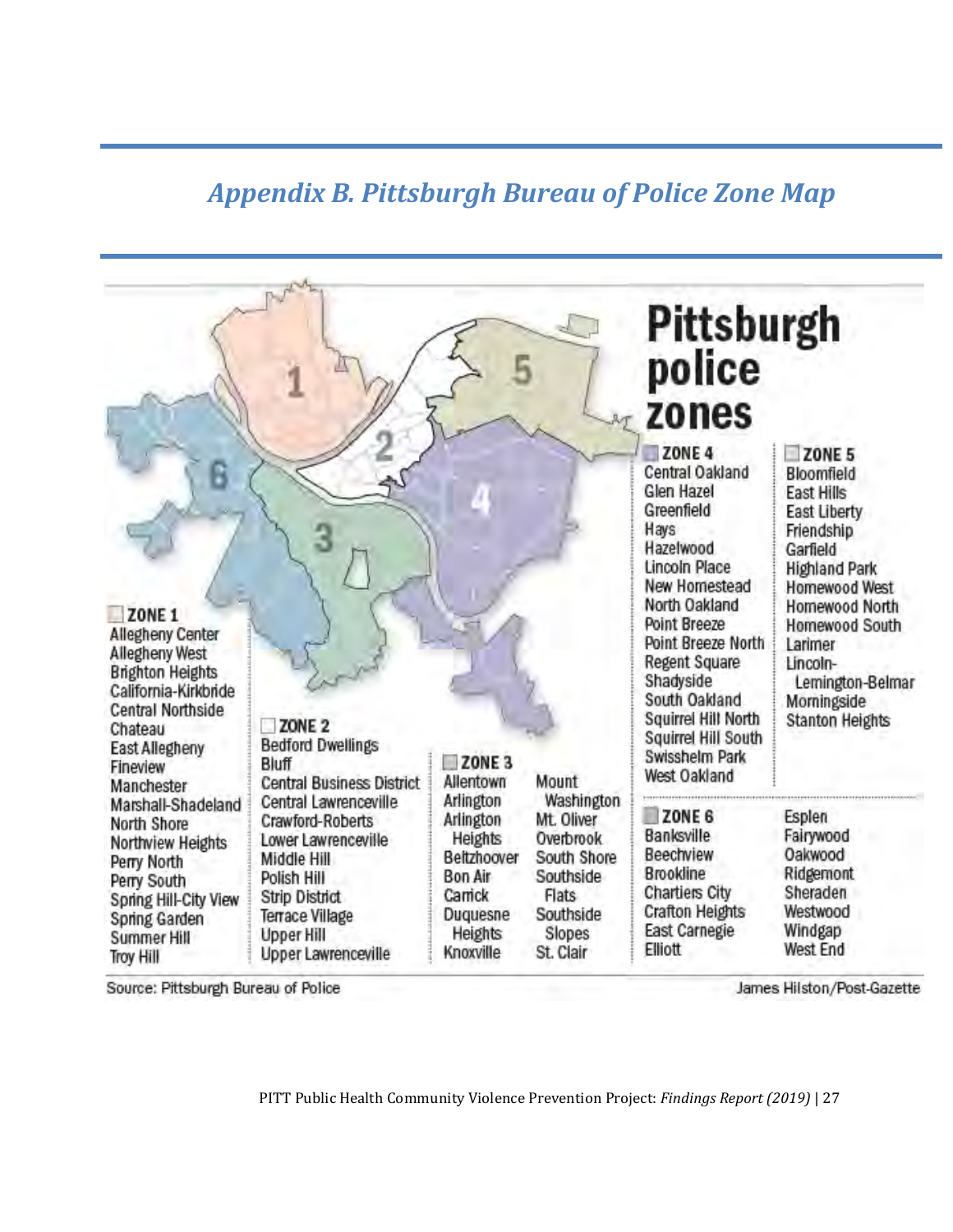# *Appendix B. Pittsburgh Bureau of Police Zone Map*

## Pittsburgh police zones

1
2
3
4
5
6

**ZONE 1**
- Allegheny Center
- Allegheny West
- Brighton Heights
- California-Kirkbride
- Central Northside
- Chateau
- East Allegheny
- Fineview
- Manchester
- Marshall-Shadeland
- North Shore
- Northview Heights
- Perry North
- Perry South
- Spring Hill-City View
- Spring Garden
- Summer Hill
- Troy Hill

**ZONE 2**
- Bedford Dwellings
- Bluff
- Central Business District
- Central Lawrenceville
- Crawford-Roberts
- Lower Lawrenceville
- Middle Hill
- Polish Hill
- Strip District
- Terrace Village
- Upper Hill
- Upper Lawrenceville

**ZONE 3**
- Allentown
- Arlington
- Arlington Heights
- Beltzhoover
- Bon Air
- Carrick
- Duquesne Heights
- Knoxville
- Mount Washington
- Mt. Oliver
- Overbrook
- South Shore
- Southside Flats
- Southside Slopes
- St. Clair

**ZONE 4**
- Central Oakland
- Glen Hazel
- Greenfield
- Hays
- Hazelwood
- Lincoln Place
- New Homestead
- North Oakland
- Point Breeze
- Point Breeze North
- Regent Square
- Shadyside
- South Oakland
- Squirrel Hill North
- Squirrel Hill South
- Swisshelm Park
- West Oakland

**ZONE 5**
- Bloomfield
- East Hills
- East Liberty
- Friendship
- Garfield
- Highland Park
- Homewood West
- Homewood North
- Homewood South
- Larimer
- Lincoln-Lemington-Belmar
- Morningside
- Stanton Heights

**ZONE 6**
- Banksville
- Beechview
- Brookline
- Chartiers City
- Crafton Heights
- East Carnegie
- Elliott
- Esplen
- Fairywood
- Oakwood
- Ridgemont
- Sheraden
- Westwood
- Windgap
- West End

Source: Pittsburgh Bureau of Police

James Hilston/Post-Gazette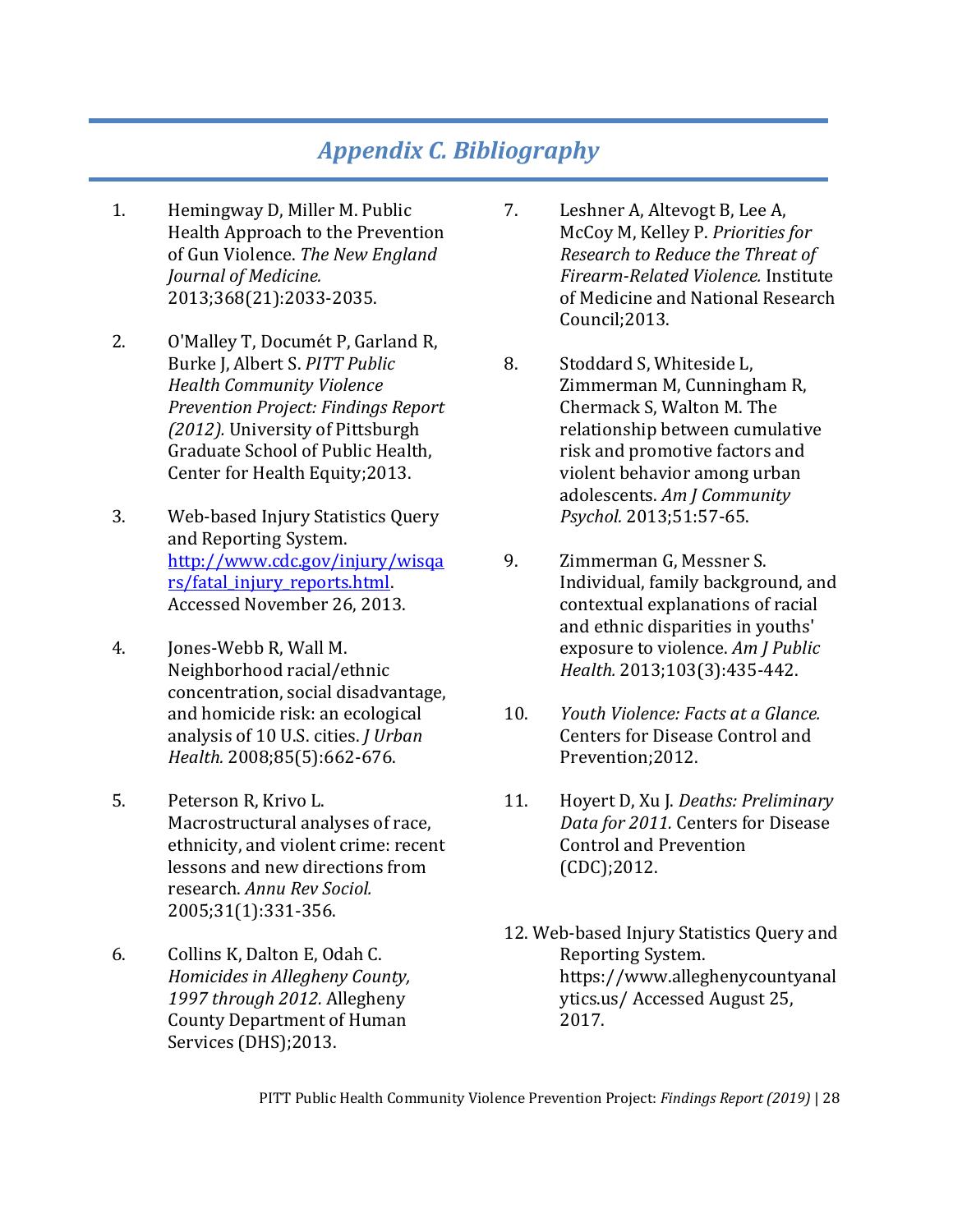# *Appendix C. Bibliography*

1. Hemingway D, Miller M. Public Health Approach to the Prevention of Gun Violence. *The New England Journal of Medicine.* 2013;368(21):2033-2035.

2. O'Malley T, Documét P, Garland R, Burke J, Albert S. *PITT Public Health Community Violence Prevention Project: Findings Report (2012).* University of Pittsburgh Graduate School of Public Health, Center for Health Equity;2013.

3. Web-based Injury Statistics Query and Reporting System. [http://www.cdc.gov/injury/wisqars/fatal_injury_reports.html](http://www.cdc.gov/injury/wisqars/fatal_injury_reports.html). Accessed November 26, 2013.

4. Jones-Webb R, Wall M. Neighborhood racial/ethnic concentration, social disadvantage, and homicide risk: an ecological analysis of 10 U.S. cities. *J Urban Health.* 2008;85(5):662-676.

5. Peterson R, Krivo L. Macrostructural analyses of race, ethnicity, and violent crime: recent lessons and new directions from research. *Annu Rev Sociol.* 2005;31(1):331-356.

6. Collins K, Dalton E, Odah C. *Homicides in Allegheny County, 1997 through 2012.* Allegheny County Department of Human Services (DHS);2013.

7. Leshner A, Altevogt B, Lee A, McCoy M, Kelley P. *Priorities for Research to Reduce the Threat of Firearm-Related Violence.* Institute of Medicine and National Research Council;2013.

8. Stoddard S, Whiteside L, Zimmerman M, Cunningham R, Chermack S, Walton M. The relationship between cumulative risk and promotive factors and violent behavior among urban adolescents. *Am J Community Psychol.* 2013;51:57-65.

9. Zimmerman G, Messner S. Individual, family background, and contextual explanations of racial and ethnic disparities in youths' exposure to violence. *Am J Public Health.* 2013;103(3):435-442.

10. *Youth Violence: Facts at a Glance.* Centers for Disease Control and Prevention;2012.

11. Hoyert D, Xu J. *Deaths: Preliminary Data for 2011.* Centers for Disease Control and Prevention (CDC);2012.

12. Web-based Injury Statistics Query and Reporting System. https://www.alleghenycountyanalytics.us/ Accessed August 25, 2017.